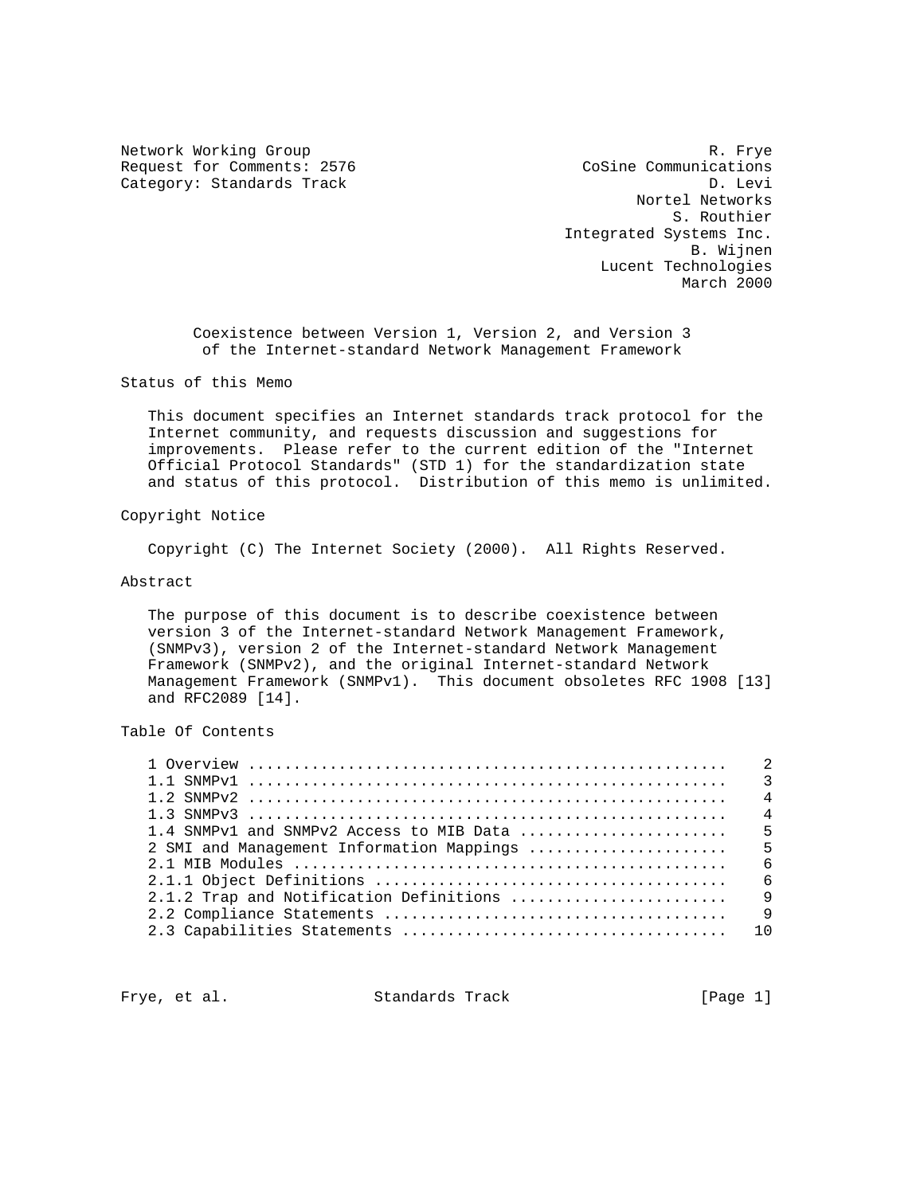Network Working Group                                            R. Frye
Request for Comments: 2576                         CoSine Communications
Category: Standards Track                                        D. Levi
                                                         Nortel Networks
                                                             S. Routhier
                                                 Integrated Systems Inc.
                                                               B. Wijnen
                                                     Lucent Technologies
                                                              March 2000

# Coexistence between Version 1, Version 2, and Version 3 of the Internet-standard Network Management Framework

## Status of this Memo

This document specifies an Internet standards track protocol for the Internet community, and requests discussion and suggestions for improvements. Please refer to the current edition of the "Internet Official Protocol Standards" (STD 1) for the standardization state and status of this protocol. Distribution of this memo is unlimited.

## Copyright Notice

Copyright (C) The Internet Society (2000). All Rights Reserved.

## Abstract

The purpose of this document is to describe coexistence between version 3 of the Internet-standard Network Management Framework, (SNMPv3), version 2 of the Internet-standard Network Management Framework (SNMPv2), and the original Internet-standard Network Management Framework (SNMPv1). This document obsoletes RFC 1908 [13] and RFC2089 [14].

## Table Of Contents

```
1 Overview .................................................... 2
1.1 SNMPv1 .................................................... 3
1.2 SNMPv2 .................................................... 4
1.3 SNMPv3 .................................................... 4
1.4 SNMPv1 and SNMPv2 Access to MIB Data ...................... 5
2 SMI and Management Information Mappings ..................... 5
2.1 MIB Modules ............................................... 6
2.1.1 Object Definitions ...................................... 6
2.1.2 Trap and Notification Definitions ....................... 9
2.2 Compliance Statements ..................................... 9
2.3 Capabilities Statements .................................. 10
```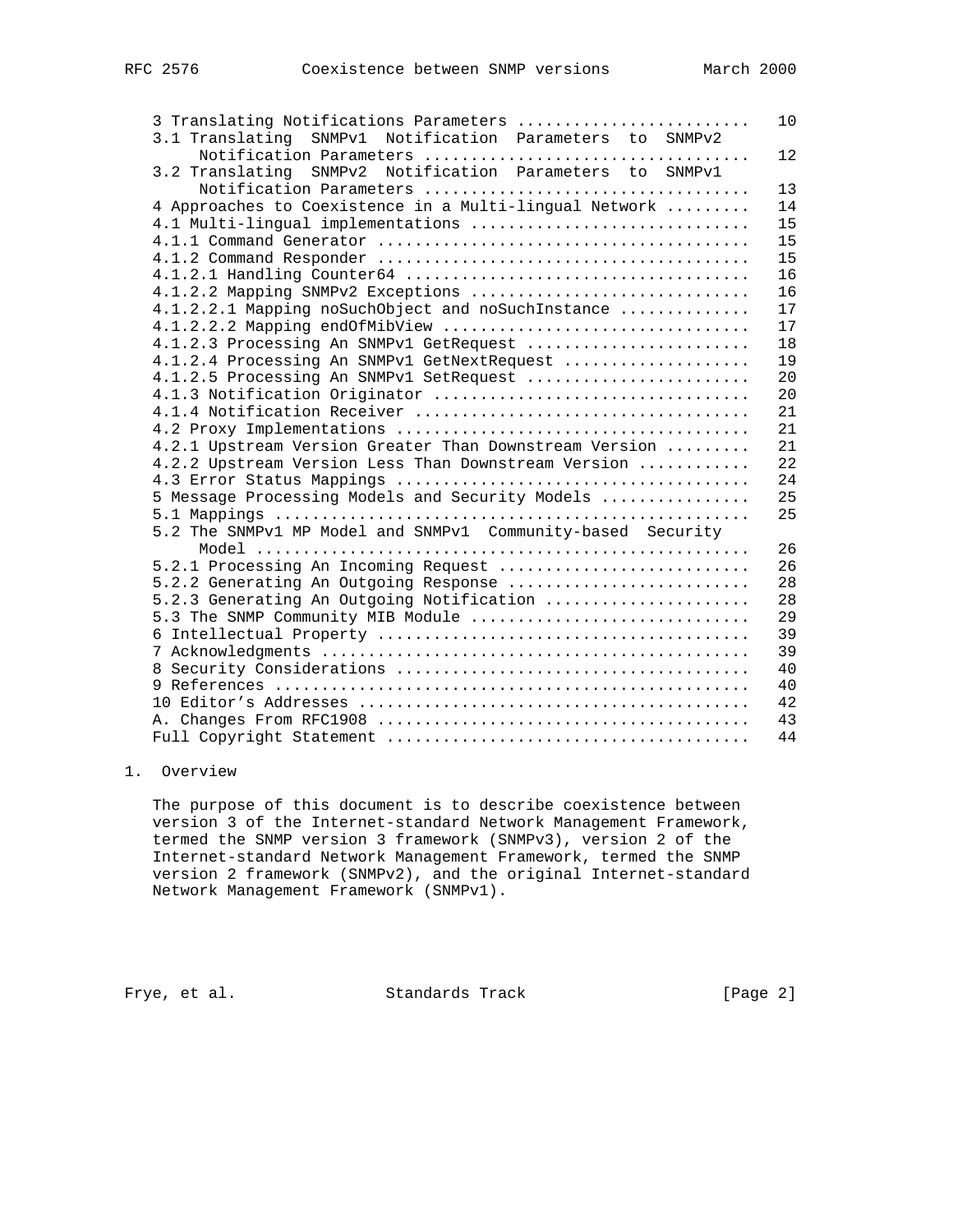| | |
|---|---|
| 3 Translating Notifications Parameters | 10 |
| 3.1 Translating SNMPv1 Notification Parameters to SNMPv2 Notification Parameters | 12 |
| 3.2 Translating SNMPv2 Notification Parameters to SNMPv1 Notification Parameters | 13 |
| 4 Approaches to Coexistence in a Multi-lingual Network | 14 |
| 4.1 Multi-lingual implementations | 15 |
| 4.1.1 Command Generator | 15 |
| 4.1.2 Command Responder | 15 |
| 4.1.2.1 Handling Counter64 | 16 |
| 4.1.2.2 Mapping SNMPv2 Exceptions | 16 |
| 4.1.2.2.1 Mapping noSuchObject and noSuchInstance | 17 |
| 4.1.2.2.2 Mapping endOfMibView | 17 |
| 4.1.2.3 Processing An SNMPv1 GetRequest | 18 |
| 4.1.2.4 Processing An SNMPv1 GetNextRequest | 19 |
| 4.1.2.5 Processing An SNMPv1 SetRequest | 20 |
| 4.1.3 Notification Originator | 20 |
| 4.1.4 Notification Receiver | 21 |
| 4.2 Proxy Implementations | 21 |
| 4.2.1 Upstream Version Greater Than Downstream Version | 21 |
| 4.2.2 Upstream Version Less Than Downstream Version | 22 |
| 4.3 Error Status Mappings | 24 |
| 5 Message Processing Models and Security Models | 25 |
| 5.1 Mappings | 25 |
| 5.2 The SNMPv1 MP Model and SNMPv1 Community-based Security Model | 26 |
| 5.2.1 Processing An Incoming Request | 26 |
| 5.2.2 Generating An Outgoing Response | 28 |
| 5.2.3 Generating An Outgoing Notification | 28 |
| 5.3 The SNMP Community MIB Module | 29 |
| 6 Intellectual Property | 39 |
| 7 Acknowledgments | 39 |
| 8 Security Considerations | 40 |
| 9 References | 40 |
| 10 Editor's Addresses | 42 |
| A. Changes From RFC1908 | 43 |
| Full Copyright Statement | 44 |

## 1. Overview

The purpose of this document is to describe coexistence between version 3 of the Internet-standard Network Management Framework, termed the SNMP version 3 framework (SNMPv3), version 2 of the Internet-standard Network Management Framework, termed the SNMP version 2 framework (SNMPv2), and the original Internet-standard Network Management Framework (SNMPv1).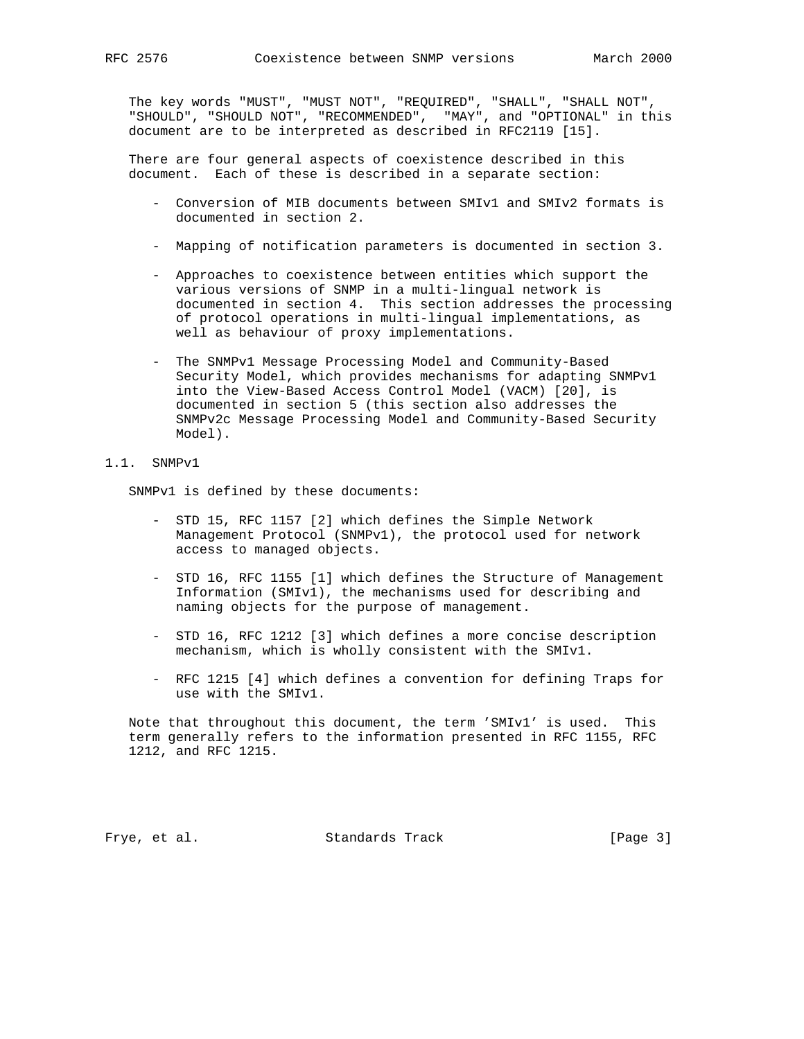The key words "MUST", "MUST NOT", "REQUIRED", "SHALL", "SHALL NOT", "SHOULD", "SHOULD NOT", "RECOMMENDED", "MAY", and "OPTIONAL" in this document are to be interpreted as described in RFC2119 [15].

There are four general aspects of coexistence described in this document. Each of these is described in a separate section:

- Conversion of MIB documents between SMIv1 and SMIv2 formats is documented in section 2.
- Mapping of notification parameters is documented in section 3.
- Approaches to coexistence between entities which support the various versions of SNMP in a multi-lingual network is documented in section 4. This section addresses the processing of protocol operations in multi-lingual implementations, as well as behaviour of proxy implementations.
- The SNMPv1 Message Processing Model and Community-Based Security Model, which provides mechanisms for adapting SNMPv1 into the View-Based Access Control Model (VACM) [20], is documented in section 5 (this section also addresses the SNMPv2c Message Processing Model and Community-Based Security Model).

## 1.1. SNMPv1

SNMPv1 is defined by these documents:

- STD 15, RFC 1157 [2] which defines the Simple Network Management Protocol (SNMPv1), the protocol used for network access to managed objects.
- STD 16, RFC 1155 [1] which defines the Structure of Management Information (SMIv1), the mechanisms used for describing and naming objects for the purpose of management.
- STD 16, RFC 1212 [3] which defines a more concise description mechanism, which is wholly consistent with the SMIv1.
- RFC 1215 [4] which defines a convention for defining Traps for use with the SMIv1.

Note that throughout this document, the term 'SMIv1' is used. This term generally refers to the information presented in RFC 1155, RFC 1212, and RFC 1215.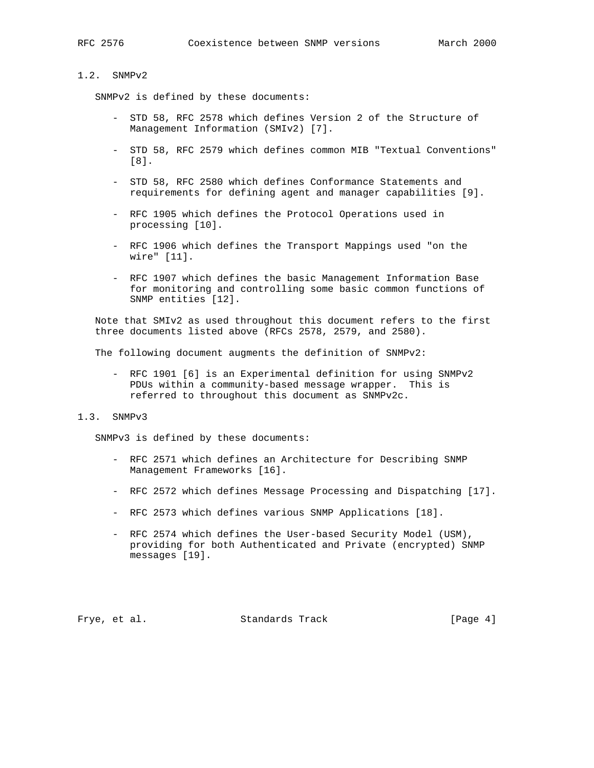## 1.2. SNMPv2

SNMPv2 is defined by these documents:

- STD 58, RFC 2578 which defines Version 2 of the Structure of Management Information (SMIv2) [7].

- STD 58, RFC 2579 which defines common MIB "Textual Conventions" [8].

- STD 58, RFC 2580 which defines Conformance Statements and requirements for defining agent and manager capabilities [9].

- RFC 1905 which defines the Protocol Operations used in processing [10].

- RFC 1906 which defines the Transport Mappings used "on the wire" [11].

- RFC 1907 which defines the basic Management Information Base for monitoring and controlling some basic common functions of SNMP entities [12].

Note that SMIv2 as used throughout this document refers to the first three documents listed above (RFCs 2578, 2579, and 2580).

The following document augments the definition of SNMPv2:

- RFC 1901 [6] is an Experimental definition for using SNMPv2 PDUs within a community-based message wrapper. This is referred to throughout this document as SNMPv2c.

## 1.3. SNMPv3

SNMPv3 is defined by these documents:

- RFC 2571 which defines an Architecture for Describing SNMP Management Frameworks [16].

- RFC 2572 which defines Message Processing and Dispatching [17].

- RFC 2573 which defines various SNMP Applications [18].

- RFC 2574 which defines the User-based Security Model (USM), providing for both Authenticated and Private (encrypted) SNMP messages [19].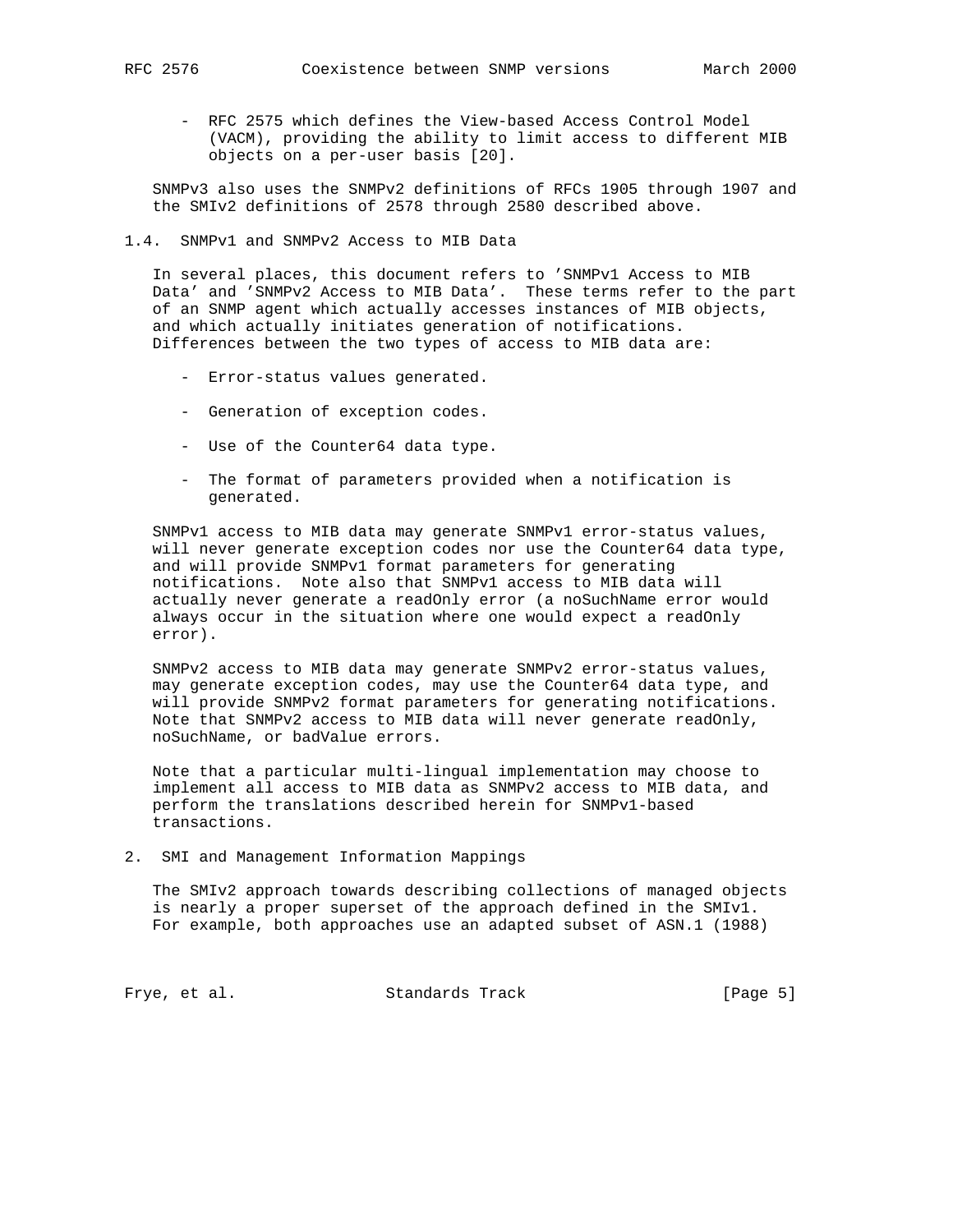- RFC 2575 which defines the View-based Access Control Model (VACM), providing the ability to limit access to different MIB objects on a per-user basis [20].

SNMPv3 also uses the SNMPv2 definitions of RFCs 1905 through 1907 and the SMIv2 definitions of 2578 through 2580 described above.

## 1.4. SNMPv1 and SNMPv2 Access to MIB Data

In several places, this document refers to 'SNMPv1 Access to MIB Data' and 'SNMPv2 Access to MIB Data'. These terms refer to the part of an SNMP agent which actually accesses instances of MIB objects, and which actually initiates generation of notifications. Differences between the two types of access to MIB data are:

- Error-status values generated.
- Generation of exception codes.
- Use of the Counter64 data type.
- The format of parameters provided when a notification is generated.

SNMPv1 access to MIB data may generate SNMPv1 error-status values, will never generate exception codes nor use the Counter64 data type, and will provide SNMPv1 format parameters for generating notifications. Note also that SNMPv1 access to MIB data will actually never generate a readOnly error (a noSuchName error would always occur in the situation where one would expect a readOnly error).

SNMPv2 access to MIB data may generate SNMPv2 error-status values, may generate exception codes, may use the Counter64 data type, and will provide SNMPv2 format parameters for generating notifications. Note that SNMPv2 access to MIB data will never generate readOnly, noSuchName, or badValue errors.

Note that a particular multi-lingual implementation may choose to implement all access to MIB data as SNMPv2 access to MIB data, and perform the translations described herein for SNMPv1-based transactions.

# 2. SMI and Management Information Mappings

The SMIv2 approach towards describing collections of managed objects is nearly a proper superset of the approach defined in the SMIv1. For example, both approaches use an adapted subset of ASN.1 (1988)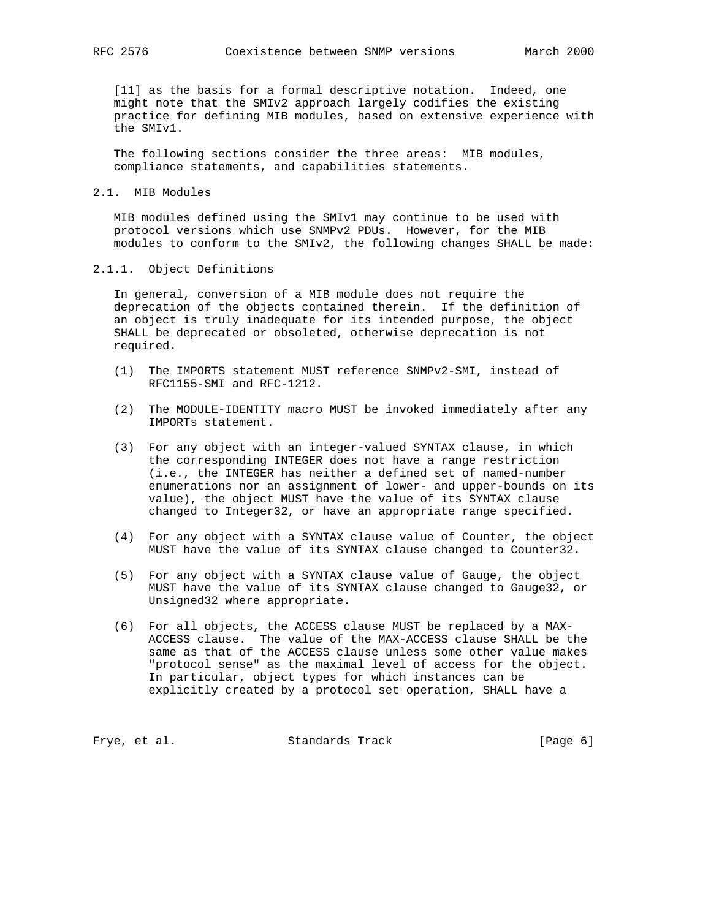[11] as the basis for a formal descriptive notation. Indeed, one might note that the SMIv2 approach largely codifies the existing practice for defining MIB modules, based on extensive experience with the SMIv1.

The following sections consider the three areas: MIB modules, compliance statements, and capabilities statements.

## 2.1. MIB Modules

MIB modules defined using the SMIv1 may continue to be used with protocol versions which use SNMPv2 PDUs. However, for the MIB modules to conform to the SMIv2, the following changes SHALL be made:

### 2.1.1. Object Definitions

In general, conversion of a MIB module does not require the deprecation of the objects contained therein. If the definition of an object is truly inadequate for its intended purpose, the object SHALL be deprecated or obsoleted, otherwise deprecation is not required.

(1) The IMPORTS statement MUST reference SNMPv2-SMI, instead of RFC1155-SMI and RFC-1212.

(2) The MODULE-IDENTITY macro MUST be invoked immediately after any IMPORTs statement.

(3) For any object with an integer-valued SYNTAX clause, in which the corresponding INTEGER does not have a range restriction (i.e., the INTEGER has neither a defined set of named-number enumerations nor an assignment of lower- and upper-bounds on its value), the object MUST have the value of its SYNTAX clause changed to Integer32, or have an appropriate range specified.

(4) For any object with a SYNTAX clause value of Counter, the object MUST have the value of its SYNTAX clause changed to Counter32.

(5) For any object with a SYNTAX clause value of Gauge, the object MUST have the value of its SYNTAX clause changed to Gauge32, or Unsigned32 where appropriate.

(6) For all objects, the ACCESS clause MUST be replaced by a MAX-ACCESS clause. The value of the MAX-ACCESS clause SHALL be the same as that of the ACCESS clause unless some other value makes "protocol sense" as the maximal level of access for the object. In particular, object types for which instances can be explicitly created by a protocol set operation, SHALL have a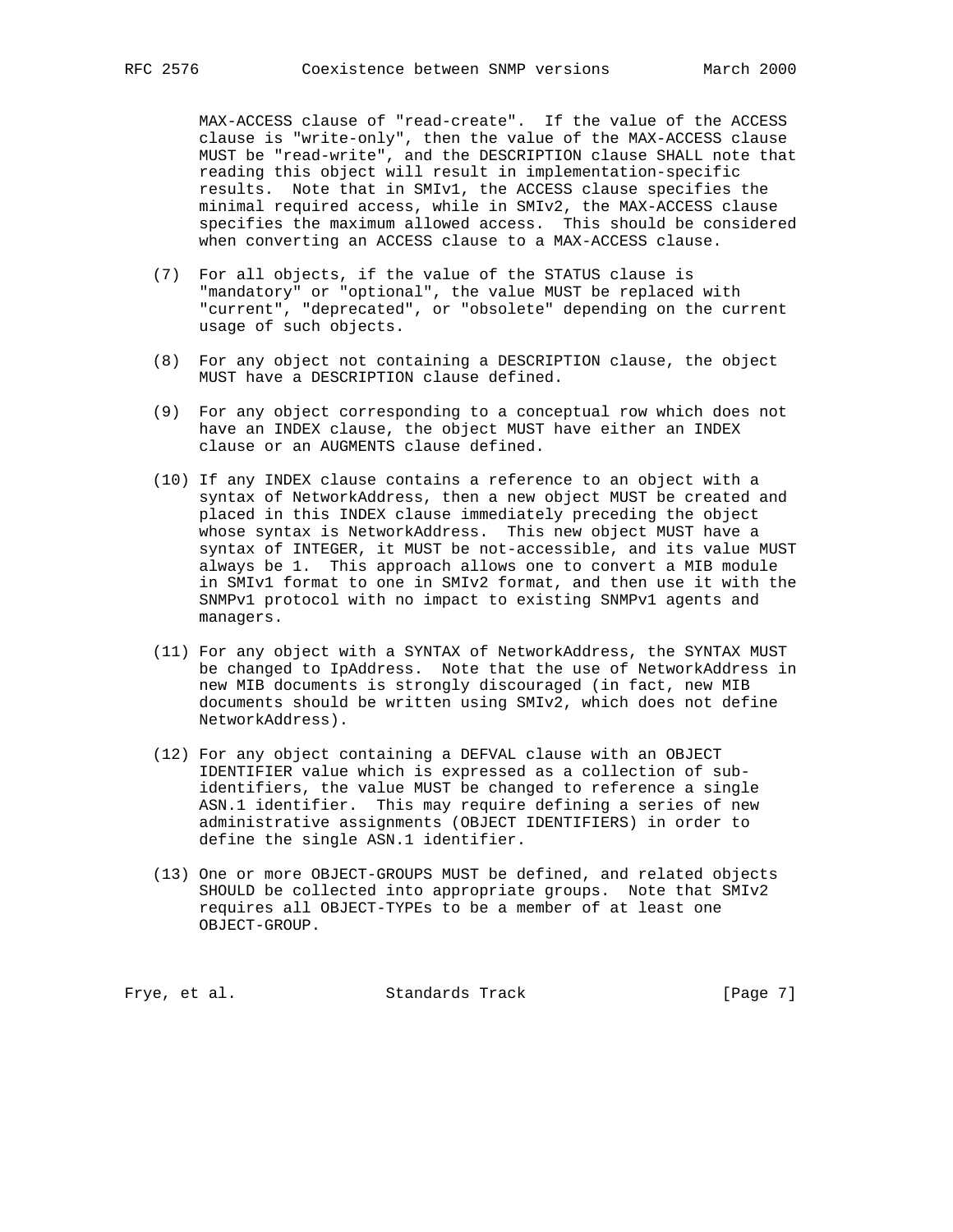MAX-ACCESS clause of "read-create". If the value of the ACCESS clause is "write-only", then the value of the MAX-ACCESS clause MUST be "read-write", and the DESCRIPTION clause SHALL note that reading this object will result in implementation-specific results. Note that in SMIv1, the ACCESS clause specifies the minimal required access, while in SMIv2, the MAX-ACCESS clause specifies the maximum allowed access. This should be considered when converting an ACCESS clause to a MAX-ACCESS clause.

(7) For all objects, if the value of the STATUS clause is "mandatory" or "optional", the value MUST be replaced with "current", "deprecated", or "obsolete" depending on the current usage of such objects.

(8) For any object not containing a DESCRIPTION clause, the object MUST have a DESCRIPTION clause defined.

(9) For any object corresponding to a conceptual row which does not have an INDEX clause, the object MUST have either an INDEX clause or an AUGMENTS clause defined.

(10) If any INDEX clause contains a reference to an object with a syntax of NetworkAddress, then a new object MUST be created and placed in this INDEX clause immediately preceding the object whose syntax is NetworkAddress. This new object MUST have a syntax of INTEGER, it MUST be not-accessible, and its value MUST always be 1. This approach allows one to convert a MIB module in SMIv1 format to one in SMIv2 format, and then use it with the SNMPv1 protocol with no impact to existing SNMPv1 agents and managers.

(11) For any object with a SYNTAX of NetworkAddress, the SYNTAX MUST be changed to IpAddress. Note that the use of NetworkAddress in new MIB documents is strongly discouraged (in fact, new MIB documents should be written using SMIv2, which does not define NetworkAddress).

(12) For any object containing a DEFVAL clause with an OBJECT IDENTIFIER value which is expressed as a collection of sub-identifiers, the value MUST be changed to reference a single ASN.1 identifier. This may require defining a series of new administrative assignments (OBJECT IDENTIFIERS) in order to define the single ASN.1 identifier.

(13) One or more OBJECT-GROUPS MUST be defined, and related objects SHOULD be collected into appropriate groups. Note that SMIv2 requires all OBJECT-TYPEs to be a member of at least one OBJECT-GROUP.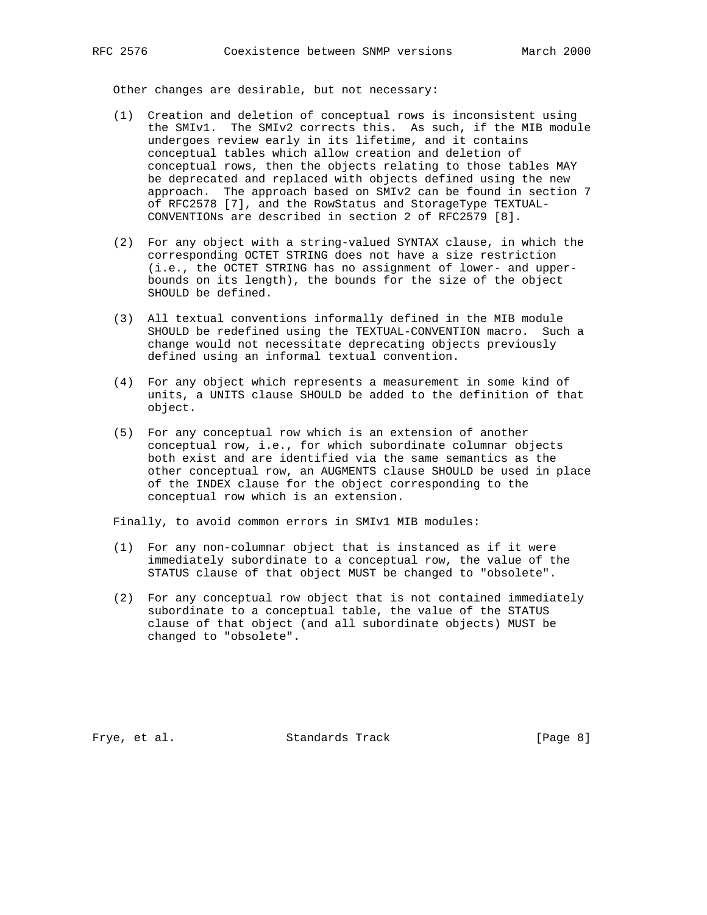Other changes are desirable, but not necessary:

(1) Creation and deletion of conceptual rows is inconsistent using the SMIv1. The SMIv2 corrects this. As such, if the MIB module undergoes review early in its lifetime, and it contains conceptual tables which allow creation and deletion of conceptual rows, then the objects relating to those tables MAY be deprecated and replaced with objects defined using the new approach. The approach based on SMIv2 can be found in section 7 of RFC2578 [7], and the RowStatus and StorageType TEXTUAL-CONVENTIONs are described in section 2 of RFC2579 [8].

(2) For any object with a string-valued SYNTAX clause, in which the corresponding OCTET STRING does not have a size restriction (i.e., the OCTET STRING has no assignment of lower- and upper-bounds on its length), the bounds for the size of the object SHOULD be defined.

(3) All textual conventions informally defined in the MIB module SHOULD be redefined using the TEXTUAL-CONVENTION macro. Such a change would not necessitate deprecating objects previously defined using an informal textual convention.

(4) For any object which represents a measurement in some kind of units, a UNITS clause SHOULD be added to the definition of that object.

(5) For any conceptual row which is an extension of another conceptual row, i.e., for which subordinate columnar objects both exist and are identified via the same semantics as the other conceptual row, an AUGMENTS clause SHOULD be used in place of the INDEX clause for the object corresponding to the conceptual row which is an extension.

Finally, to avoid common errors in SMIv1 MIB modules:

(1) For any non-columnar object that is instanced as if it were immediately subordinate to a conceptual row, the value of the STATUS clause of that object MUST be changed to "obsolete".

(2) For any conceptual row object that is not contained immediately subordinate to a conceptual table, the value of the STATUS clause of that object (and all subordinate objects) MUST be changed to "obsolete".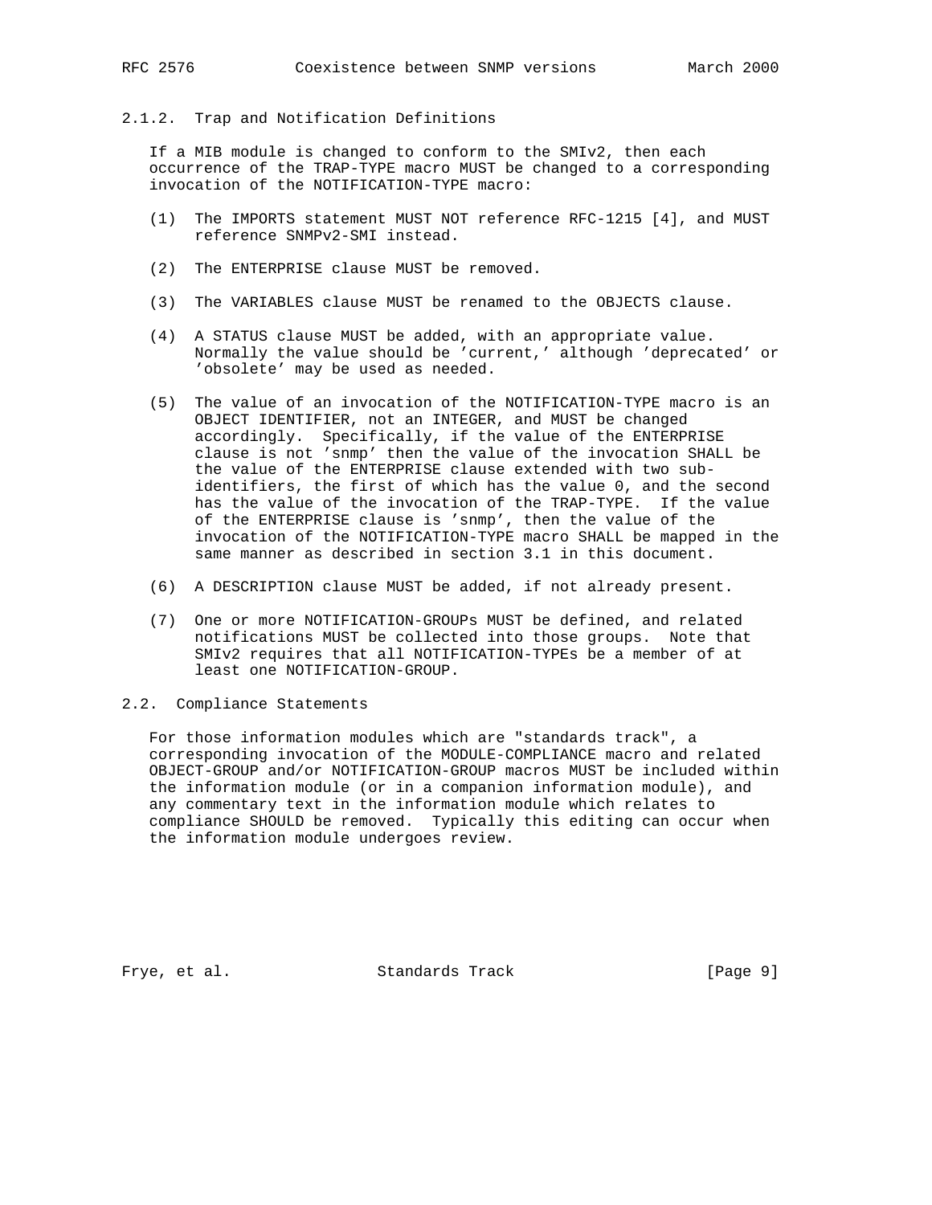### 2.1.2. Trap and Notification Definitions

If a MIB module is changed to conform to the SMIv2, then each occurrence of the TRAP-TYPE macro MUST be changed to a corresponding invocation of the NOTIFICATION-TYPE macro:

(1) The IMPORTS statement MUST NOT reference RFC-1215 [4], and MUST reference SNMPv2-SMI instead.

(2) The ENTERPRISE clause MUST be removed.

(3) The VARIABLES clause MUST be renamed to the OBJECTS clause.

(4) A STATUS clause MUST be added, with an appropriate value. Normally the value should be 'current,' although 'deprecated' or 'obsolete' may be used as needed.

(5) The value of an invocation of the NOTIFICATION-TYPE macro is an OBJECT IDENTIFIER, not an INTEGER, and MUST be changed accordingly. Specifically, if the value of the ENTERPRISE clause is not 'snmp' then the value of the invocation SHALL be the value of the ENTERPRISE clause extended with two sub-identifiers, the first of which has the value 0, and the second has the value of the invocation of the TRAP-TYPE. If the value of the ENTERPRISE clause is 'snmp', then the value of the invocation of the NOTIFICATION-TYPE macro SHALL be mapped in the same manner as described in section 3.1 in this document.

(6) A DESCRIPTION clause MUST be added, if not already present.

(7) One or more NOTIFICATION-GROUPs MUST be defined, and related notifications MUST be collected into those groups. Note that SMIv2 requires that all NOTIFICATION-TYPEs be a member of at least one NOTIFICATION-GROUP.

## 2.2. Compliance Statements

For those information modules which are "standards track", a corresponding invocation of the MODULE-COMPLIANCE macro and related OBJECT-GROUP and/or NOTIFICATION-GROUP macros MUST be included within the information module (or in a companion information module), and any commentary text in the information module which relates to compliance SHOULD be removed. Typically this editing can occur when the information module undergoes review.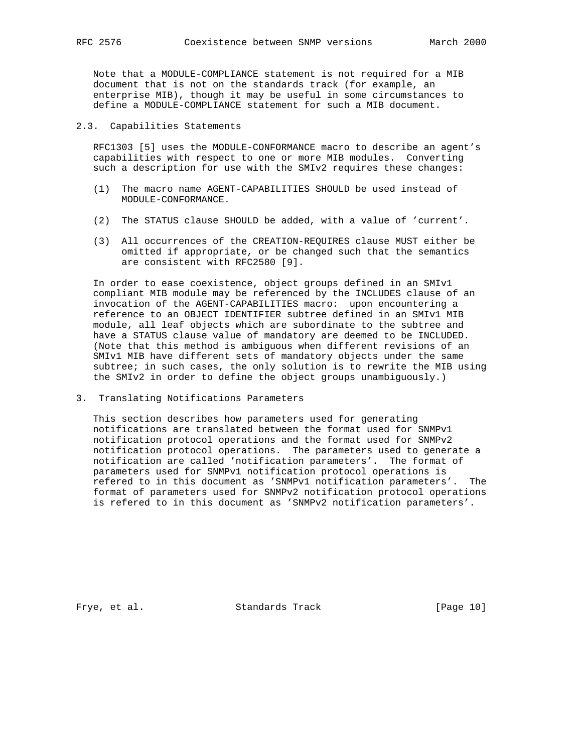Note that a MODULE-COMPLIANCE statement is not required for a MIB document that is not on the standards track (for example, an enterprise MIB), though it may be useful in some circumstances to define a MODULE-COMPLIANCE statement for such a MIB document.

## 2.3. Capabilities Statements

RFC1303 [5] uses the MODULE-CONFORMANCE macro to describe an agent's capabilities with respect to one or more MIB modules. Converting such a description for use with the SMIv2 requires these changes:

(1) The macro name AGENT-CAPABILITIES SHOULD be used instead of MODULE-CONFORMANCE.

(2) The STATUS clause SHOULD be added, with a value of 'current'.

(3) All occurrences of the CREATION-REQUIRES clause MUST either be omitted if appropriate, or be changed such that the semantics are consistent with RFC2580 [9].

In order to ease coexistence, object groups defined in an SMIv1 compliant MIB module may be referenced by the INCLUDES clause of an invocation of the AGENT-CAPABILITIES macro: upon encountering a reference to an OBJECT IDENTIFIER subtree defined in an SMIv1 MIB module, all leaf objects which are subordinate to the subtree and have a STATUS clause value of mandatory are deemed to be INCLUDED. (Note that this method is ambiguous when different revisions of an SMIv1 MIB have different sets of mandatory objects under the same subtree; in such cases, the only solution is to rewrite the MIB using the SMIv2 in order to define the object groups unambiguously.)

# 3. Translating Notifications Parameters

This section describes how parameters used for generating notifications are translated between the format used for SNMPv1 notification protocol operations and the format used for SNMPv2 notification protocol operations. The parameters used to generate a notification are called 'notification parameters'. The format of parameters used for SNMPv1 notification protocol operations is refered to in this document as 'SNMPv1 notification parameters'. The format of parameters used for SNMPv2 notification protocol operations is refered to in this document as 'SNMPv2 notification parameters'.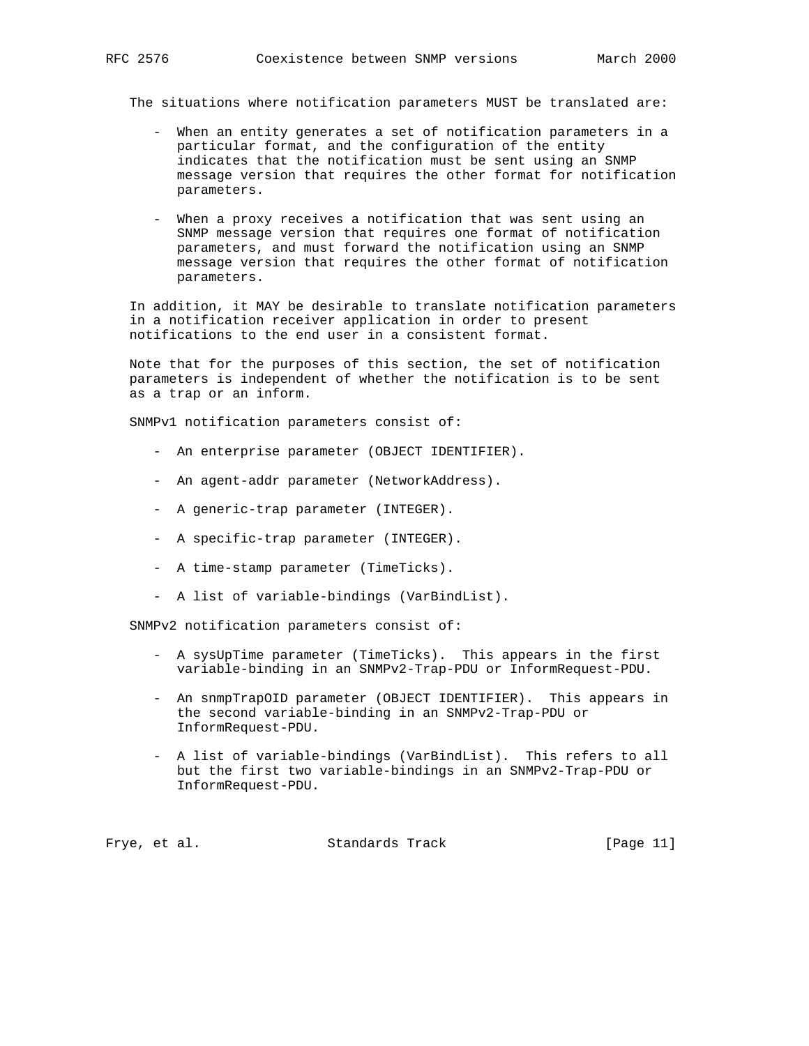The situations where notification parameters MUST be translated are:

- When an entity generates a set of notification parameters in a particular format, and the configuration of the entity indicates that the notification must be sent using an SNMP message version that requires the other format for notification parameters.

- When a proxy receives a notification that was sent using an SNMP message version that requires one format of notification parameters, and must forward the notification using an SNMP message version that requires the other format of notification parameters.

In addition, it MAY be desirable to translate notification parameters in a notification receiver application in order to present notifications to the end user in a consistent format.

Note that for the purposes of this section, the set of notification parameters is independent of whether the notification is to be sent as a trap or an inform.

SNMPv1 notification parameters consist of:

- An enterprise parameter (OBJECT IDENTIFIER).

- An agent-addr parameter (NetworkAddress).

- A generic-trap parameter (INTEGER).

- A specific-trap parameter (INTEGER).

- A time-stamp parameter (TimeTicks).

- A list of variable-bindings (VarBindList).

SNMPv2 notification parameters consist of:

- A sysUpTime parameter (TimeTicks). This appears in the first variable-binding in an SNMPv2-Trap-PDU or InformRequest-PDU.

- An snmpTrapOID parameter (OBJECT IDENTIFIER). This appears in the second variable-binding in an SNMPv2-Trap-PDU or InformRequest-PDU.

- A list of variable-bindings (VarBindList). This refers to all but the first two variable-bindings in an SNMPv2-Trap-PDU or InformRequest-PDU.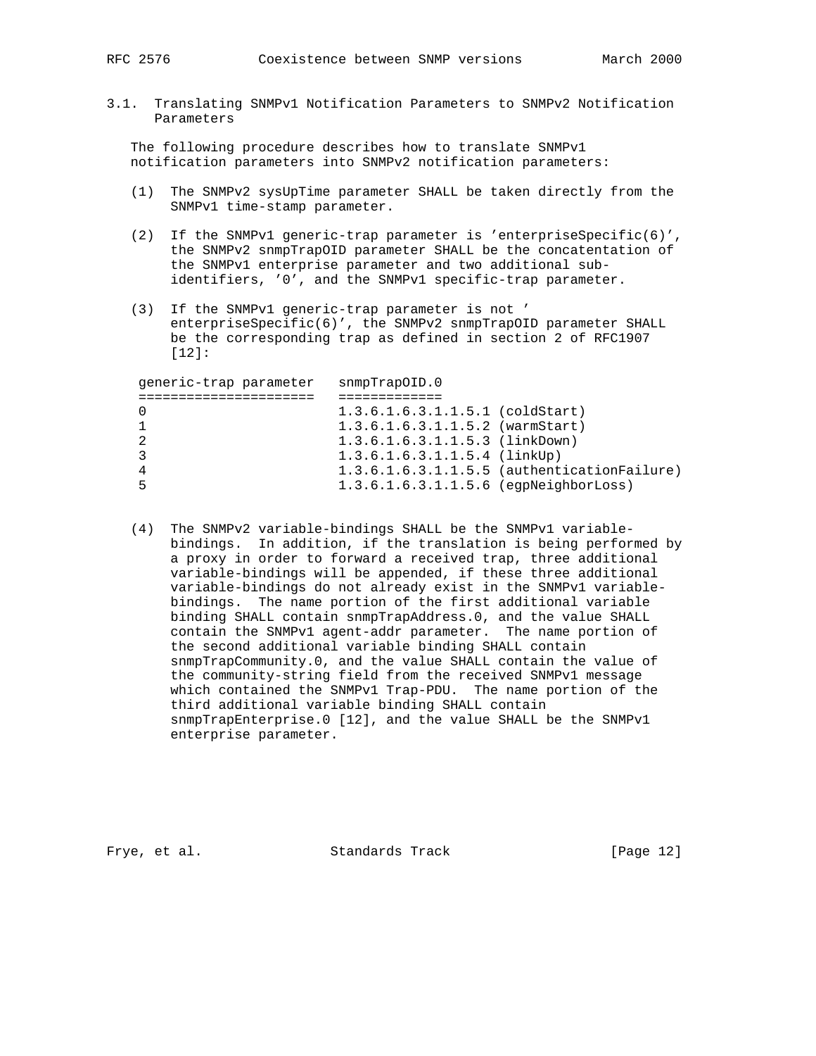### 3.1. Translating SNMPv1 Notification Parameters to SNMPv2 Notification Parameters

The following procedure describes how to translate SNMPv1 notification parameters into SNMPv2 notification parameters:

(1) The SNMPv2 sysUpTime parameter SHALL be taken directly from the SNMPv1 time-stamp parameter.

(2) If the SNMPv1 generic-trap parameter is 'enterpriseSpecific(6)', the SNMPv2 snmpTrapOID parameter SHALL be the concatentation of the SNMPv1 enterprise parameter and two additional sub-identifiers, '0', and the SNMPv1 specific-trap parameter.

(3) If the SNMPv1 generic-trap parameter is not ' enterpriseSpecific(6)', the SNMPv2 snmpTrapOID parameter SHALL be the corresponding trap as defined in section 2 of RFC1907 [12]:

| generic-trap parameter | snmpTrapOID.0 |
|---|---|
| 0 | 1.3.6.1.6.3.1.1.5.1 (coldStart) |
| 1 | 1.3.6.1.6.3.1.1.5.2 (warmStart) |
| 2 | 1.3.6.1.6.3.1.1.5.3 (linkDown) |
| 3 | 1.3.6.1.6.3.1.1.5.4 (linkUp) |
| 4 | 1.3.6.1.6.3.1.1.5.5 (authenticationFailure) |
| 5 | 1.3.6.1.6.3.1.1.5.6 (egpNeighborLoss) |

(4) The SNMPv2 variable-bindings SHALL be the SNMPv1 variable-bindings. In addition, if the translation is being performed by a proxy in order to forward a received trap, three additional variable-bindings will be appended, if these three additional variable-bindings do not already exist in the SNMPv1 variable-bindings. The name portion of the first additional variable binding SHALL contain snmpTrapAddress.0, and the value SHALL contain the SNMPv1 agent-addr parameter. The name portion of the second additional variable binding SHALL contain snmpTrapCommunity.0, and the value SHALL contain the value of the community-string field from the received SNMPv1 message which contained the SNMPv1 Trap-PDU. The name portion of the third additional variable binding SHALL contain snmpTrapEnterprise.0 [12], and the value SHALL be the SNMPv1 enterprise parameter.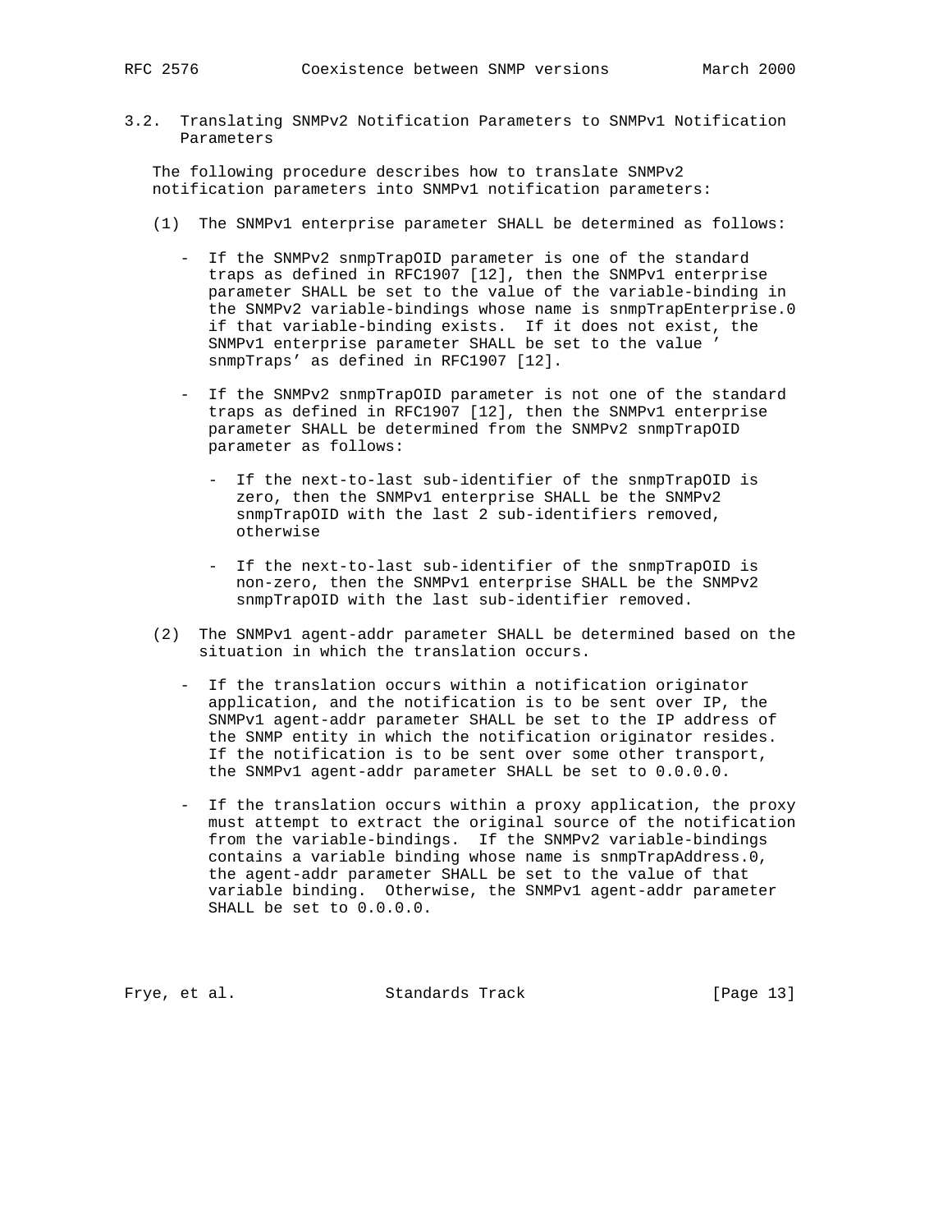### 3.2. Translating SNMPv2 Notification Parameters to SNMPv1 Notification Parameters

The following procedure describes how to translate SNMPv2 notification parameters into SNMPv1 notification parameters:

(1) The SNMPv1 enterprise parameter SHALL be determined as follows:

- If the SNMPv2 snmpTrapOID parameter is one of the standard traps as defined in RFC1907 [12], then the SNMPv1 enterprise parameter SHALL be set to the value of the variable-binding in the SNMPv2 variable-bindings whose name is snmpTrapEnterprise.0 if that variable-binding exists. If it does not exist, the SNMPv1 enterprise parameter SHALL be set to the value 'snmpTraps' as defined in RFC1907 [12].

- If the SNMPv2 snmpTrapOID parameter is not one of the standard traps as defined in RFC1907 [12], then the SNMPv1 enterprise parameter SHALL be determined from the SNMPv2 snmpTrapOID parameter as follows:

  - If the next-to-last sub-identifier of the snmpTrapOID is zero, then the SNMPv1 enterprise SHALL be the SNMPv2 snmpTrapOID with the last 2 sub-identifiers removed, otherwise

  - If the next-to-last sub-identifier of the snmpTrapOID is non-zero, then the SNMPv1 enterprise SHALL be the SNMPv2 snmpTrapOID with the last sub-identifier removed.

(2) The SNMPv1 agent-addr parameter SHALL be determined based on the situation in which the translation occurs.

- If the translation occurs within a notification originator application, and the notification is to be sent over IP, the SNMPv1 agent-addr parameter SHALL be set to the IP address of the SNMP entity in which the notification originator resides. If the notification is to be sent over some other transport, the SNMPv1 agent-addr parameter SHALL be set to 0.0.0.0.

- If the translation occurs within a proxy application, the proxy must attempt to extract the original source of the notification from the variable-bindings. If the SNMPv2 variable-bindings contains a variable binding whose name is snmpTrapAddress.0, the agent-addr parameter SHALL be set to the value of that variable binding. Otherwise, the SNMPv1 agent-addr parameter SHALL be set to 0.0.0.0.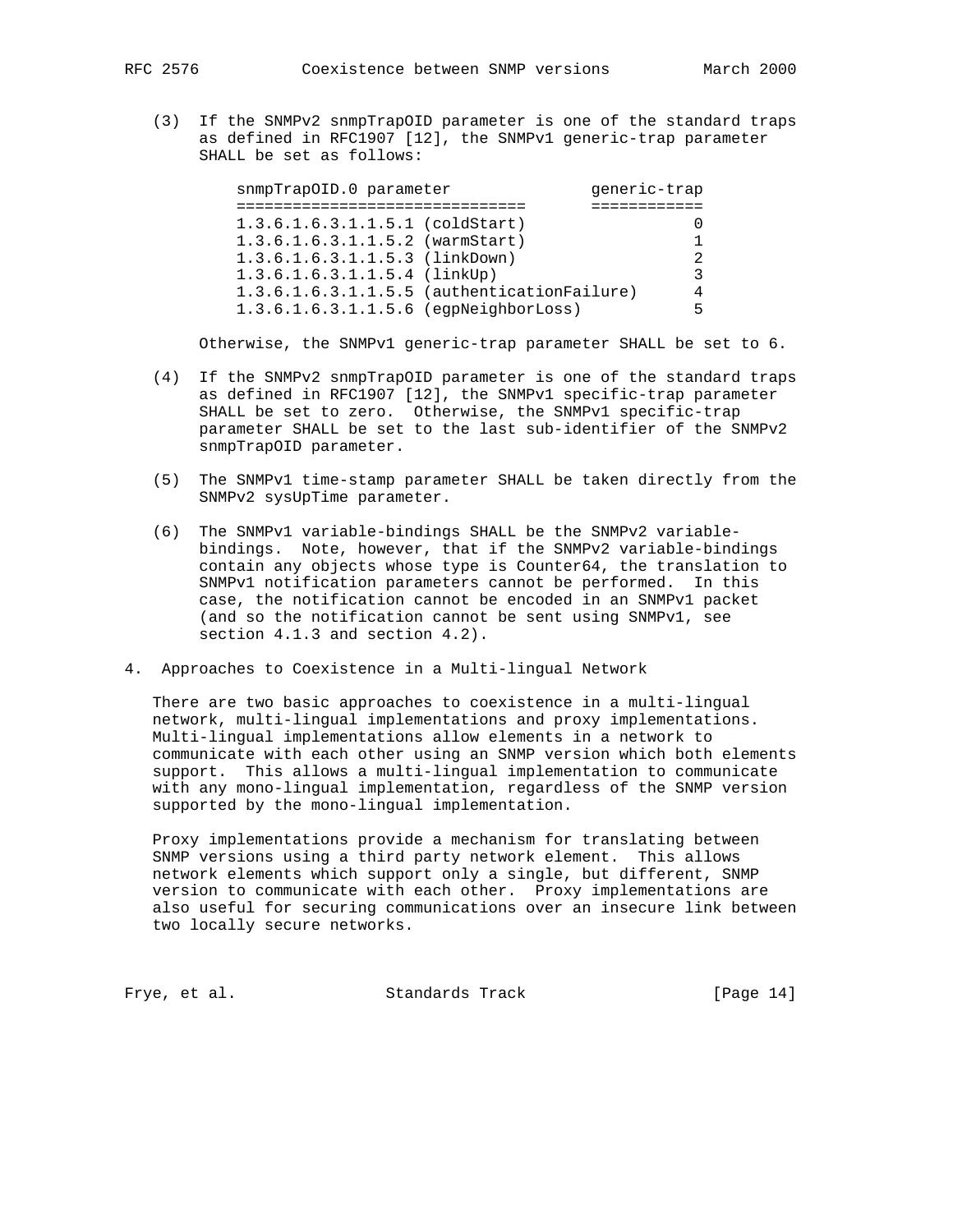(3) If the SNMPv2 snmpTrapOID parameter is one of the standard traps as defined in RFC1907 [12], the SNMPv1 generic-trap parameter SHALL be set as follows:

| snmpTrapOID.0 parameter | generic-trap |
| --- | --- |
| 1.3.6.1.6.3.1.1.5.1 (coldStart) | 0 |
| 1.3.6.1.6.3.1.1.5.2 (warmStart) | 1 |
| 1.3.6.1.6.3.1.1.5.3 (linkDown) | 2 |
| 1.3.6.1.6.3.1.1.5.4 (linkUp) | 3 |
| 1.3.6.1.6.3.1.1.5.5 (authenticationFailure) | 4 |
| 1.3.6.1.6.3.1.1.5.6 (egpNeighborLoss) | 5 |

Otherwise, the SNMPv1 generic-trap parameter SHALL be set to 6.

(4) If the SNMPv2 snmpTrapOID parameter is one of the standard traps as defined in RFC1907 [12], the SNMPv1 specific-trap parameter SHALL be set to zero. Otherwise, the SNMPv1 specific-trap parameter SHALL be set to the last sub-identifier of the SNMPv2 snmpTrapOID parameter.

(5) The SNMPv1 time-stamp parameter SHALL be taken directly from the SNMPv2 sysUpTime parameter.

(6) The SNMPv1 variable-bindings SHALL be the SNMPv2 variable-bindings. Note, however, that if the SNMPv2 variable-bindings contain any objects whose type is Counter64, the translation to SNMPv1 notification parameters cannot be performed. In this case, the notification cannot be encoded in an SNMPv1 packet (and so the notification cannot be sent using SNMPv1, see section 4.1.3 and section 4.2).

# 4. Approaches to Coexistence in a Multi-lingual Network

There are two basic approaches to coexistence in a multi-lingual network, multi-lingual implementations and proxy implementations. Multi-lingual implementations allow elements in a network to communicate with each other using an SNMP version which both elements support. This allows a multi-lingual implementation to communicate with any mono-lingual implementation, regardless of the SNMP version supported by the mono-lingual implementation.

Proxy implementations provide a mechanism for translating between SNMP versions using a third party network element. This allows network elements which support only a single, but different, SNMP version to communicate with each other. Proxy implementations are also useful for securing communications over an insecure link between two locally secure networks.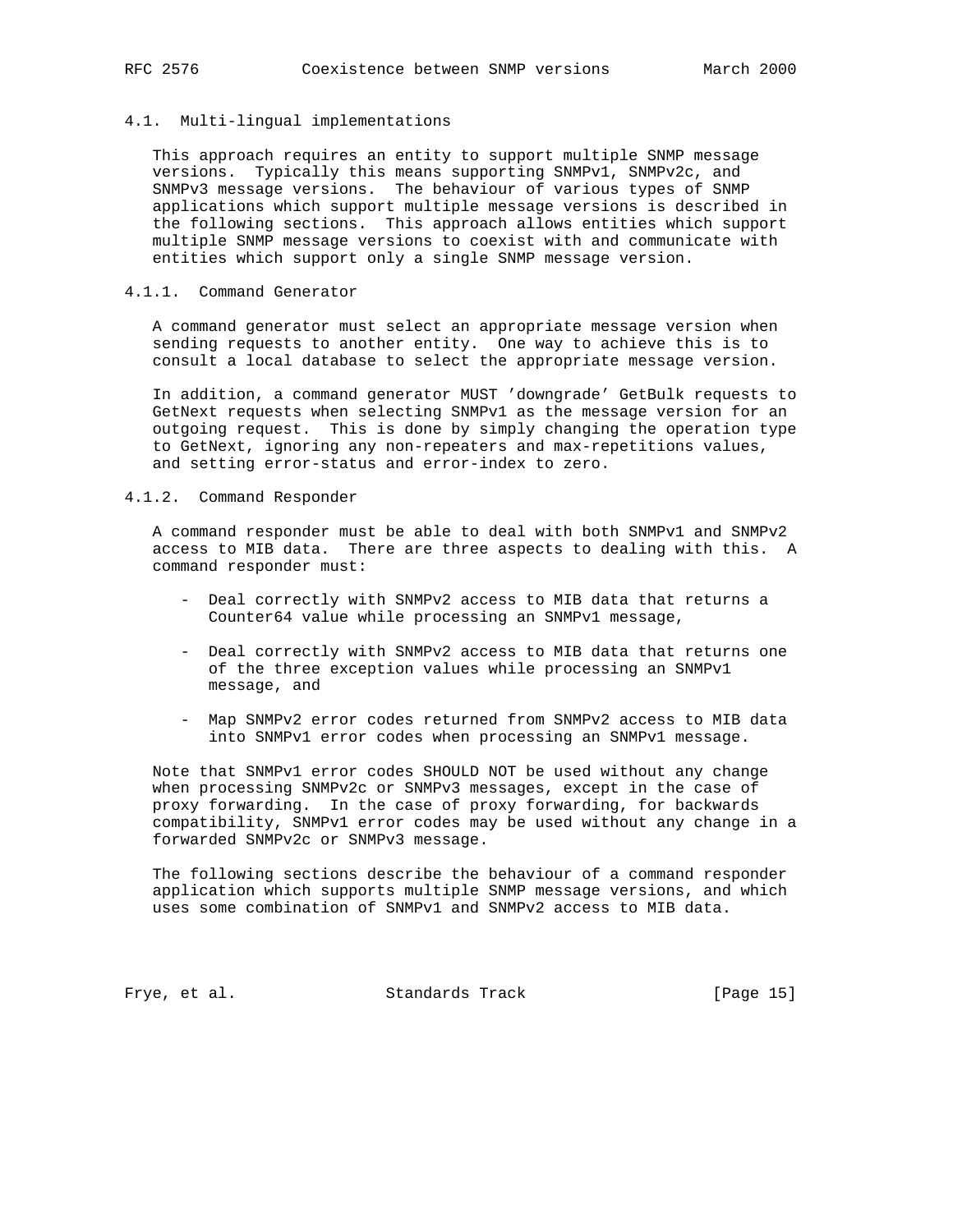### 4.1. Multi-lingual implementations

This approach requires an entity to support multiple SNMP message versions. Typically this means supporting SNMPv1, SNMPv2c, and SNMPv3 message versions. The behaviour of various types of SNMP applications which support multiple message versions is described in the following sections. This approach allows entities which support multiple SNMP message versions to coexist with and communicate with entities which support only a single SNMP message version.

#### 4.1.1. Command Generator

A command generator must select an appropriate message version when sending requests to another entity. One way to achieve this is to consult a local database to select the appropriate message version.

In addition, a command generator MUST 'downgrade' GetBulk requests to GetNext requests when selecting SNMPv1 as the message version for an outgoing request. This is done by simply changing the operation type to GetNext, ignoring any non-repeaters and max-repetitions values, and setting error-status and error-index to zero.

#### 4.1.2. Command Responder

A command responder must be able to deal with both SNMPv1 and SNMPv2 access to MIB data. There are three aspects to dealing with this. A command responder must:

- Deal correctly with SNMPv2 access to MIB data that returns a Counter64 value while processing an SNMPv1 message,

- Deal correctly with SNMPv2 access to MIB data that returns one of the three exception values while processing an SNMPv1 message, and

- Map SNMPv2 error codes returned from SNMPv2 access to MIB data into SNMPv1 error codes when processing an SNMPv1 message.

Note that SNMPv1 error codes SHOULD NOT be used without any change when processing SNMPv2c or SNMPv3 messages, except in the case of proxy forwarding. In the case of proxy forwarding, for backwards compatibility, SNMPv1 error codes may be used without any change in a forwarded SNMPv2c or SNMPv3 message.

The following sections describe the behaviour of a command responder application which supports multiple SNMP message versions, and which uses some combination of SNMPv1 and SNMPv2 access to MIB data.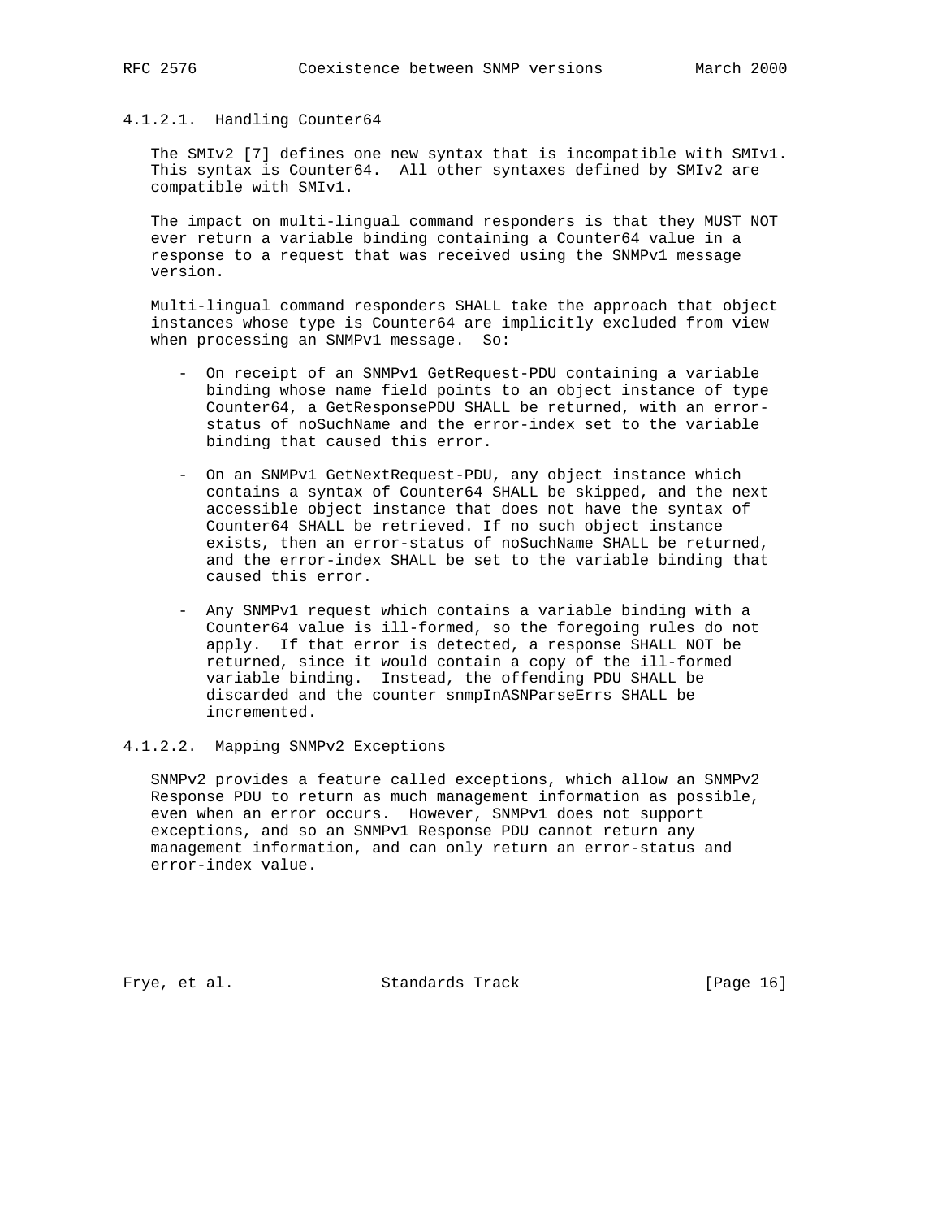#### 4.1.2.1. Handling Counter64

The SMIv2 [7] defines one new syntax that is incompatible with SMIv1. This syntax is Counter64. All other syntaxes defined by SMIv2 are compatible with SMIv1.

The impact on multi-lingual command responders is that they MUST NOT ever return a variable binding containing a Counter64 value in a response to a request that was received using the SNMPv1 message version.

Multi-lingual command responders SHALL take the approach that object instances whose type is Counter64 are implicitly excluded from view when processing an SNMPv1 message. So:

- On receipt of an SNMPv1 GetRequest-PDU containing a variable binding whose name field points to an object instance of type Counter64, a GetResponsePDU SHALL be returned, with an error-status of noSuchName and the error-index set to the variable binding that caused this error.

- On an SNMPv1 GetNextRequest-PDU, any object instance which contains a syntax of Counter64 SHALL be skipped, and the next accessible object instance that does not have the syntax of Counter64 SHALL be retrieved. If no such object instance exists, then an error-status of noSuchName SHALL be returned, and the error-index SHALL be set to the variable binding that caused this error.

- Any SNMPv1 request which contains a variable binding with a Counter64 value is ill-formed, so the foregoing rules do not apply. If that error is detected, a response SHALL NOT be returned, since it would contain a copy of the ill-formed variable binding. Instead, the offending PDU SHALL be discarded and the counter snmpInASNParseErrs SHALL be incremented.

#### 4.1.2.2. Mapping SNMPv2 Exceptions

SNMPv2 provides a feature called exceptions, which allow an SNMPv2 Response PDU to return as much management information as possible, even when an error occurs. However, SNMPv1 does not support exceptions, and so an SNMPv1 Response PDU cannot return any management information, and can only return an error-status and error-index value.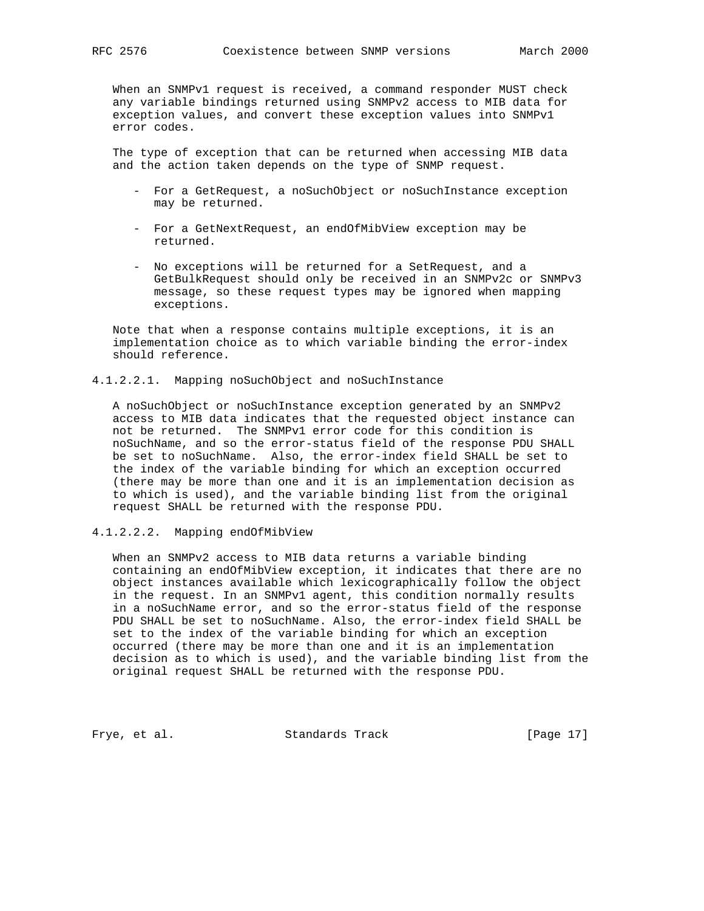When an SNMPv1 request is received, a command responder MUST check any variable bindings returned using SNMPv2 access to MIB data for exception values, and convert these exception values into SNMPv1 error codes.

The type of exception that can be returned when accessing MIB data and the action taken depends on the type of SNMP request.

- For a GetRequest, a noSuchObject or noSuchInstance exception may be returned.
- For a GetNextRequest, an endOfMibView exception may be returned.
- No exceptions will be returned for a SetRequest, and a GetBulkRequest should only be received in an SNMPv2c or SNMPv3 message, so these request types may be ignored when mapping exceptions.

Note that when a response contains multiple exceptions, it is an implementation choice as to which variable binding the error-index should reference.

#### 4.1.2.2.1. Mapping noSuchObject and noSuchInstance

A noSuchObject or noSuchInstance exception generated by an SNMPv2 access to MIB data indicates that the requested object instance can not be returned. The SNMPv1 error code for this condition is noSuchName, and so the error-status field of the response PDU SHALL be set to noSuchName. Also, the error-index field SHALL be set to the index of the variable binding for which an exception occurred (there may be more than one and it is an implementation decision as to which is used), and the variable binding list from the original request SHALL be returned with the response PDU.

#### 4.1.2.2.2. Mapping endOfMibView

When an SNMPv2 access to MIB data returns a variable binding containing an endOfMibView exception, it indicates that there are no object instances available which lexicographically follow the object in the request. In an SNMPv1 agent, this condition normally results in a noSuchName error, and so the error-status field of the response PDU SHALL be set to noSuchName. Also, the error-index field SHALL be set to the index of the variable binding for which an exception occurred (there may be more than one and it is an implementation decision as to which is used), and the variable binding list from the original request SHALL be returned with the response PDU.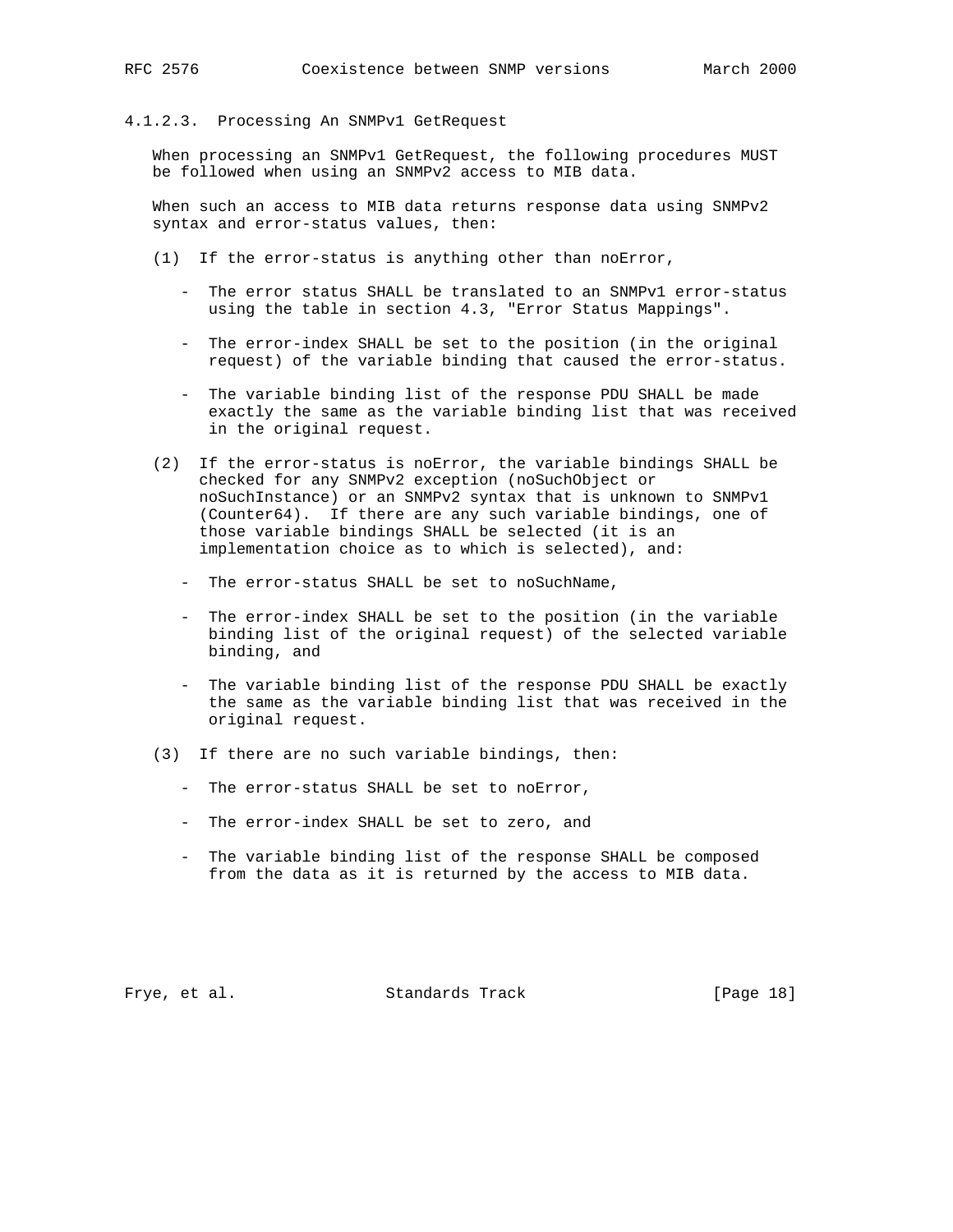#### 4.1.2.3. Processing An SNMPv1 GetRequest

When processing an SNMPv1 GetRequest, the following procedures MUST be followed when using an SNMPv2 access to MIB data.

When such an access to MIB data returns response data using SNMPv2 syntax and error-status values, then:

(1) If the error-status is anything other than noError,

- The error status SHALL be translated to an SNMPv1 error-status using the table in section 4.3, "Error Status Mappings".
- The error-index SHALL be set to the position (in the original request) of the variable binding that caused the error-status.
- The variable binding list of the response PDU SHALL be made exactly the same as the variable binding list that was received in the original request.

(2) If the error-status is noError, the variable bindings SHALL be checked for any SNMPv2 exception (noSuchObject or noSuchInstance) or an SNMPv2 syntax that is unknown to SNMPv1 (Counter64). If there are any such variable bindings, one of those variable bindings SHALL be selected (it is an implementation choice as to which is selected), and:

- The error-status SHALL be set to noSuchName,
- The error-index SHALL be set to the position (in the variable binding list of the original request) of the selected variable binding, and
- The variable binding list of the response PDU SHALL be exactly the same as the variable binding list that was received in the original request.

(3) If there are no such variable bindings, then:

- The error-status SHALL be set to noError,
- The error-index SHALL be set to zero, and
- The variable binding list of the response SHALL be composed from the data as it is returned by the access to MIB data.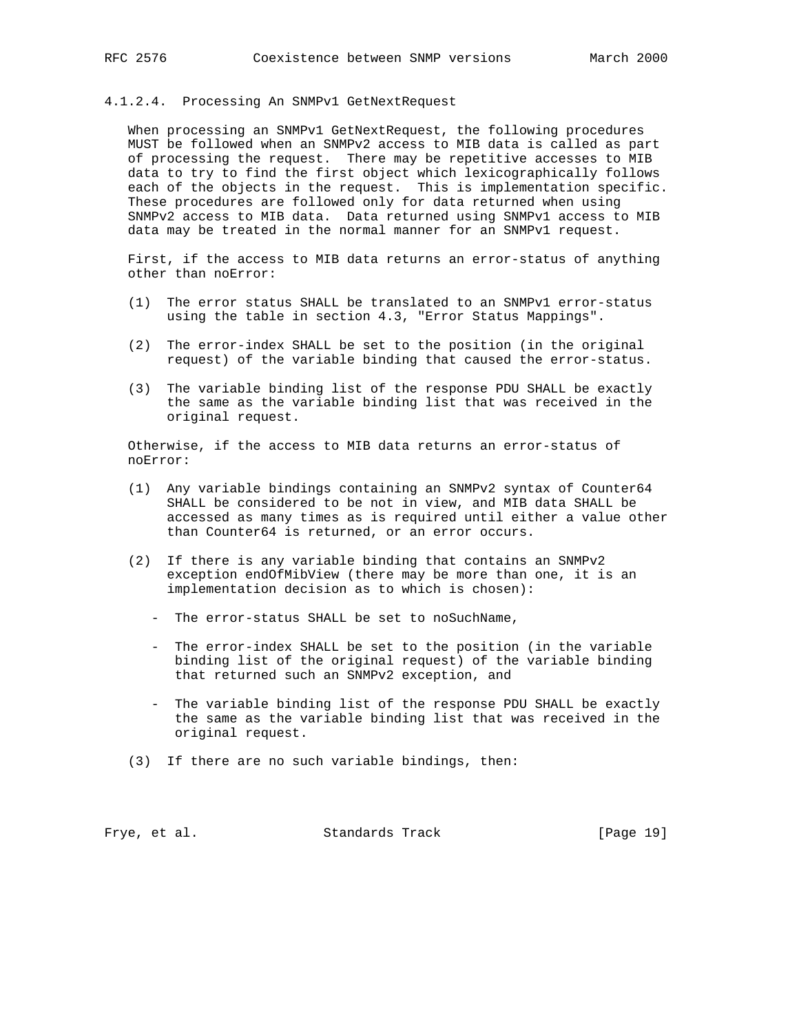#### 4.1.2.4. Processing An SNMPv1 GetNextRequest

When processing an SNMPv1 GetNextRequest, the following procedures MUST be followed when an SNMPv2 access to MIB data is called as part of processing the request. There may be repetitive accesses to MIB data to try to find the first object which lexicographically follows each of the objects in the request. This is implementation specific. These procedures are followed only for data returned when using SNMPv2 access to MIB data. Data returned using SNMPv1 access to MIB data may be treated in the normal manner for an SNMPv1 request.

First, if the access to MIB data returns an error-status of anything other than noError:

(1) The error status SHALL be translated to an SNMPv1 error-status using the table in section 4.3, "Error Status Mappings".

(2) The error-index SHALL be set to the position (in the original request) of the variable binding that caused the error-status.

(3) The variable binding list of the response PDU SHALL be exactly the same as the variable binding list that was received in the original request.

Otherwise, if the access to MIB data returns an error-status of noError:

(1) Any variable bindings containing an SNMPv2 syntax of Counter64 SHALL be considered to be not in view, and MIB data SHALL be accessed as many times as is required until either a value other than Counter64 is returned, or an error occurs.

(2) If there is any variable binding that contains an SNMPv2 exception endOfMibView (there may be more than one, it is an implementation decision as to which is chosen):

- The error-status SHALL be set to noSuchName,

- The error-index SHALL be set to the position (in the variable binding list of the original request) of the variable binding that returned such an SNMPv2 exception, and

- The variable binding list of the response PDU SHALL be exactly the same as the variable binding list that was received in the original request.

(3) If there are no such variable bindings, then: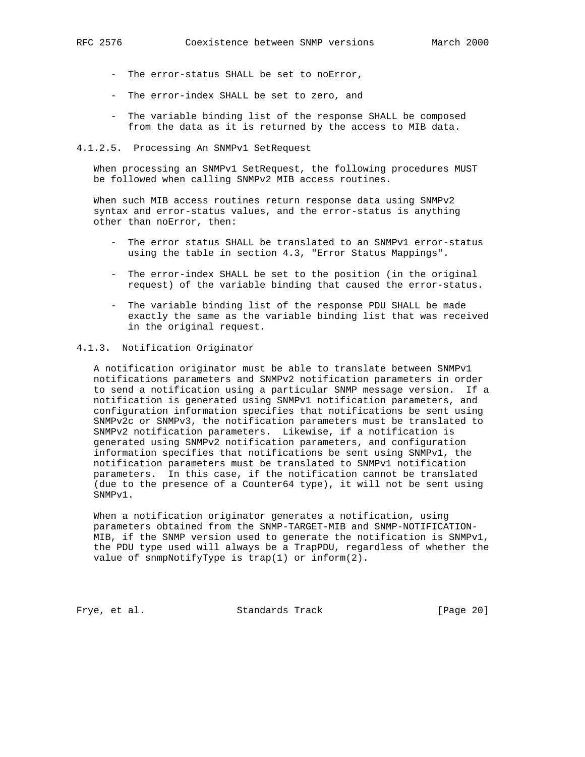- The error-status SHALL be set to noError,

- The error-index SHALL be set to zero, and

- The variable binding list of the response SHALL be composed from the data as it is returned by the access to MIB data.

#### 4.1.2.5. Processing An SNMPv1 SetRequest

When processing an SNMPv1 SetRequest, the following procedures MUST be followed when calling SNMPv2 MIB access routines.

When such MIB access routines return response data using SNMPv2 syntax and error-status values, and the error-status is anything other than noError, then:

- The error status SHALL be translated to an SNMPv1 error-status using the table in section 4.3, "Error Status Mappings".

- The error-index SHALL be set to the position (in the original request) of the variable binding that caused the error-status.

- The variable binding list of the response PDU SHALL be made exactly the same as the variable binding list that was received in the original request.

### 4.1.3. Notification Originator

A notification originator must be able to translate between SNMPv1 notifications parameters and SNMPv2 notification parameters in order to send a notification using a particular SNMP message version. If a notification is generated using SNMPv1 notification parameters, and configuration information specifies that notifications be sent using SNMPv2c or SNMPv3, the notification parameters must be translated to SNMPv2 notification parameters. Likewise, if a notification is generated using SNMPv2 notification parameters, and configuration information specifies that notifications be sent using SNMPv1, the notification parameters must be translated to SNMPv1 notification parameters. In this case, if the notification cannot be translated (due to the presence of a Counter64 type), it will not be sent using SNMPv1.

When a notification originator generates a notification, using parameters obtained from the SNMP-TARGET-MIB and SNMP-NOTIFICATION-MIB, if the SNMP version used to generate the notification is SNMPv1, the PDU type used will always be a TrapPDU, regardless of whether the value of snmpNotifyType is trap(1) or inform(2).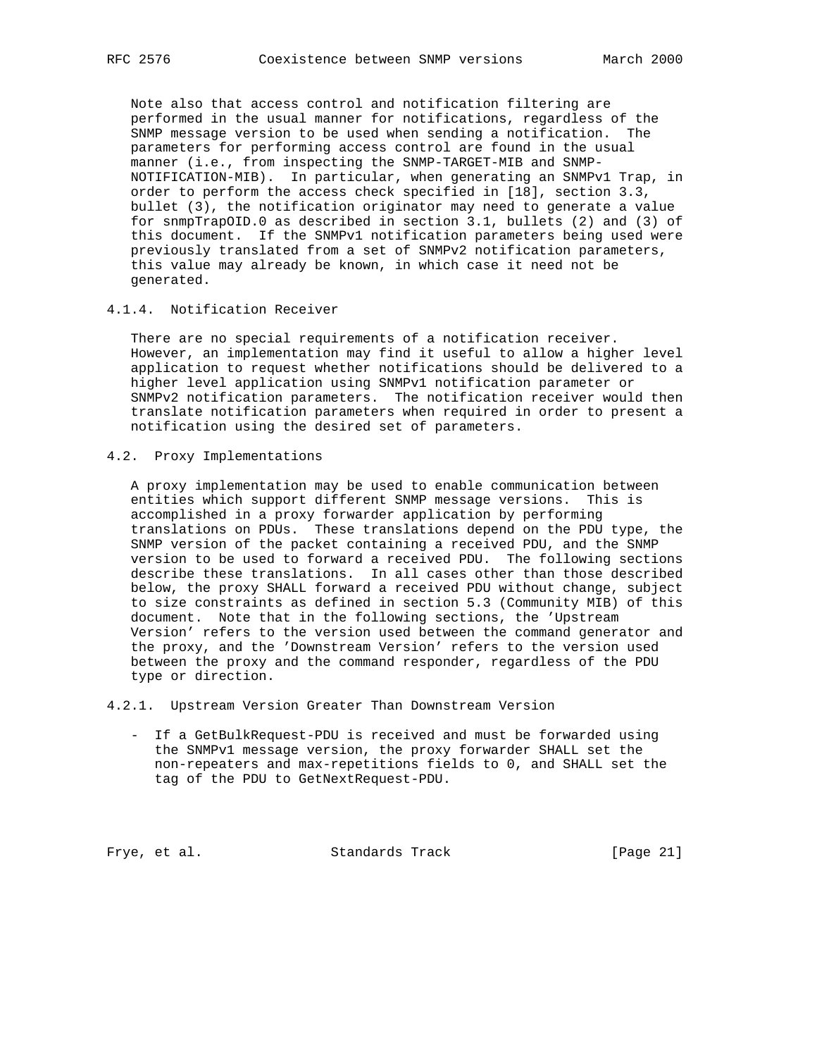Note also that access control and notification filtering are performed in the usual manner for notifications, regardless of the SNMP message version to be used when sending a notification. The parameters for performing access control are found in the usual manner (i.e., from inspecting the SNMP-TARGET-MIB and SNMP-NOTIFICATION-MIB). In particular, when generating an SNMPv1 Trap, in order to perform the access check specified in [18], section 3.3, bullet (3), the notification originator may need to generate a value for snmpTrapOID.0 as described in section 3.1, bullets (2) and (3) of this document. If the SNMPv1 notification parameters being used were previously translated from a set of SNMPv2 notification parameters, this value may already be known, in which case it need not be generated.

### 4.1.4. Notification Receiver

There are no special requirements of a notification receiver. However, an implementation may find it useful to allow a higher level application to request whether notifications should be delivered to a higher level application using SNMPv1 notification parameter or SNMPv2 notification parameters. The notification receiver would then translate notification parameters when required in order to present a notification using the desired set of parameters.

## 4.2. Proxy Implementations

A proxy implementation may be used to enable communication between entities which support different SNMP message versions. This is accomplished in a proxy forwarder application by performing translations on PDUs. These translations depend on the PDU type, the SNMP version of the packet containing a received PDU, and the SNMP version to be used to forward a received PDU. The following sections describe these translations. In all cases other than those described below, the proxy SHALL forward a received PDU without change, subject to size constraints as defined in section 5.3 (Community MIB) of this document. Note that in the following sections, the 'Upstream Version' refers to the version used between the command generator and the proxy, and the 'Downstream Version' refers to the version used between the proxy and the command responder, regardless of the PDU type or direction.

### 4.2.1. Upstream Version Greater Than Downstream Version

- If a GetBulkRequest-PDU is received and must be forwarded using the SNMPv1 message version, the proxy forwarder SHALL set the non-repeaters and max-repetitions fields to 0, and SHALL set the tag of the PDU to GetNextRequest-PDU.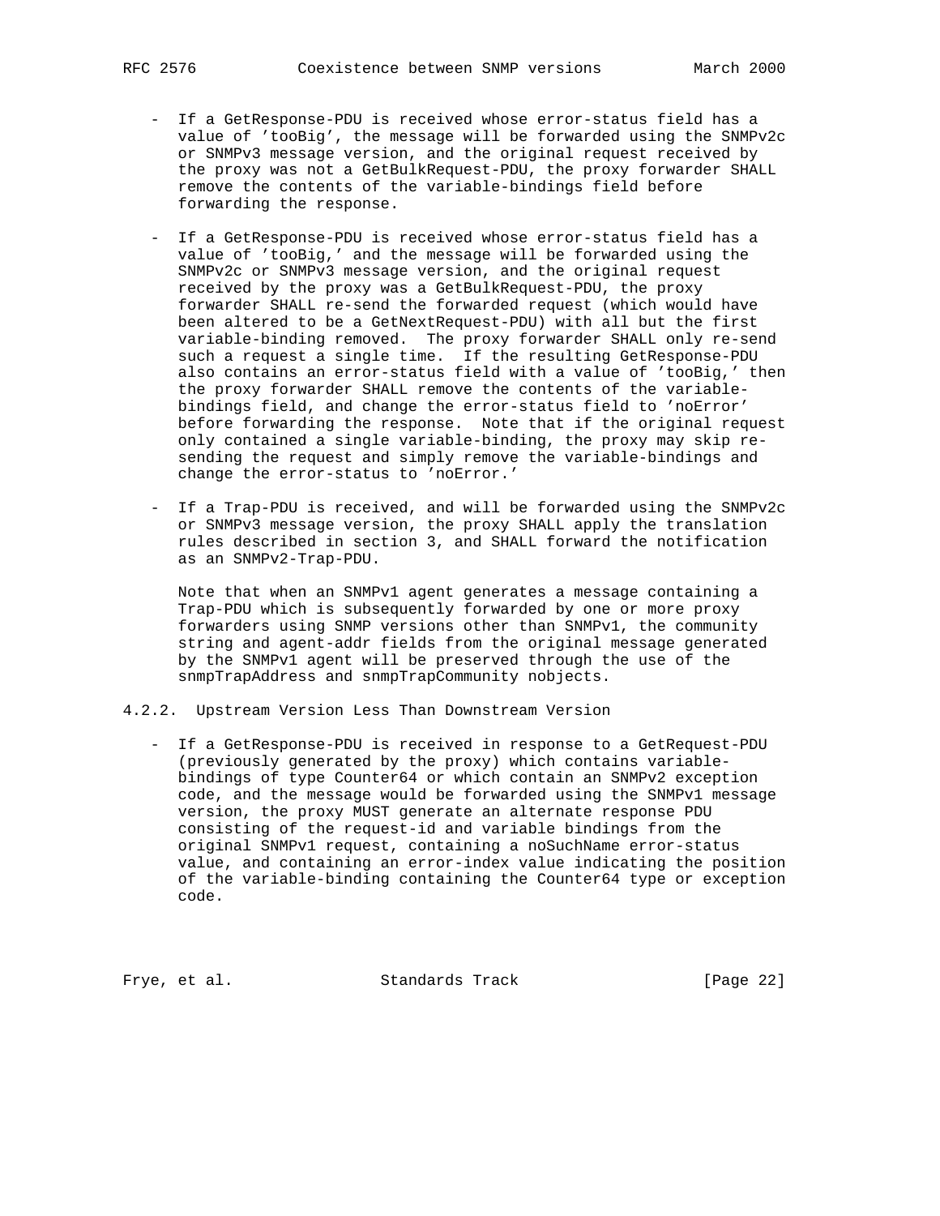- If a GetResponse-PDU is received whose error-status field has a value of 'tooBig', the message will be forwarded using the SNMPv2c or SNMPv3 message version, and the original request received by the proxy was not a GetBulkRequest-PDU, the proxy forwarder SHALL remove the contents of the variable-bindings field before forwarding the response.

- If a GetResponse-PDU is received whose error-status field has a value of 'tooBig,' and the message will be forwarded using the SNMPv2c or SNMPv3 message version, and the original request received by the proxy was a GetBulkRequest-PDU, the proxy forwarder SHALL re-send the forwarded request (which would have been altered to be a GetNextRequest-PDU) with all but the first variable-binding removed. The proxy forwarder SHALL only re-send such a request a single time. If the resulting GetResponse-PDU also contains an error-status field with a value of 'tooBig,' then the proxy forwarder SHALL remove the contents of the variable-bindings field, and change the error-status field to 'noError' before forwarding the response. Note that if the original request only contained a single variable-binding, the proxy may skip re-sending the request and simply remove the variable-bindings and change the error-status to 'noError.'

- If a Trap-PDU is received, and will be forwarded using the SNMPv2c or SNMPv3 message version, the proxy SHALL apply the translation rules described in section 3, and SHALL forward the notification as an SNMPv2-Trap-PDU.

  Note that when an SNMPv1 agent generates a message containing a Trap-PDU which is subsequently forwarded by one or more proxy forwarders using SNMP versions other than SNMPv1, the community string and agent-addr fields from the original message generated by the SNMPv1 agent will be preserved through the use of the snmpTrapAddress and snmpTrapCommunity nobjects.

### 4.2.2. Upstream Version Less Than Downstream Version

- If a GetResponse-PDU is received in response to a GetRequest-PDU (previously generated by the proxy) which contains variable-bindings of type Counter64 or which contain an SNMPv2 exception code, and the message would be forwarded using the SNMPv1 message version, the proxy MUST generate an alternate response PDU consisting of the request-id and variable bindings from the original SNMPv1 request, containing a noSuchName error-status value, and containing an error-index value indicating the position of the variable-binding containing the Counter64 type or exception code.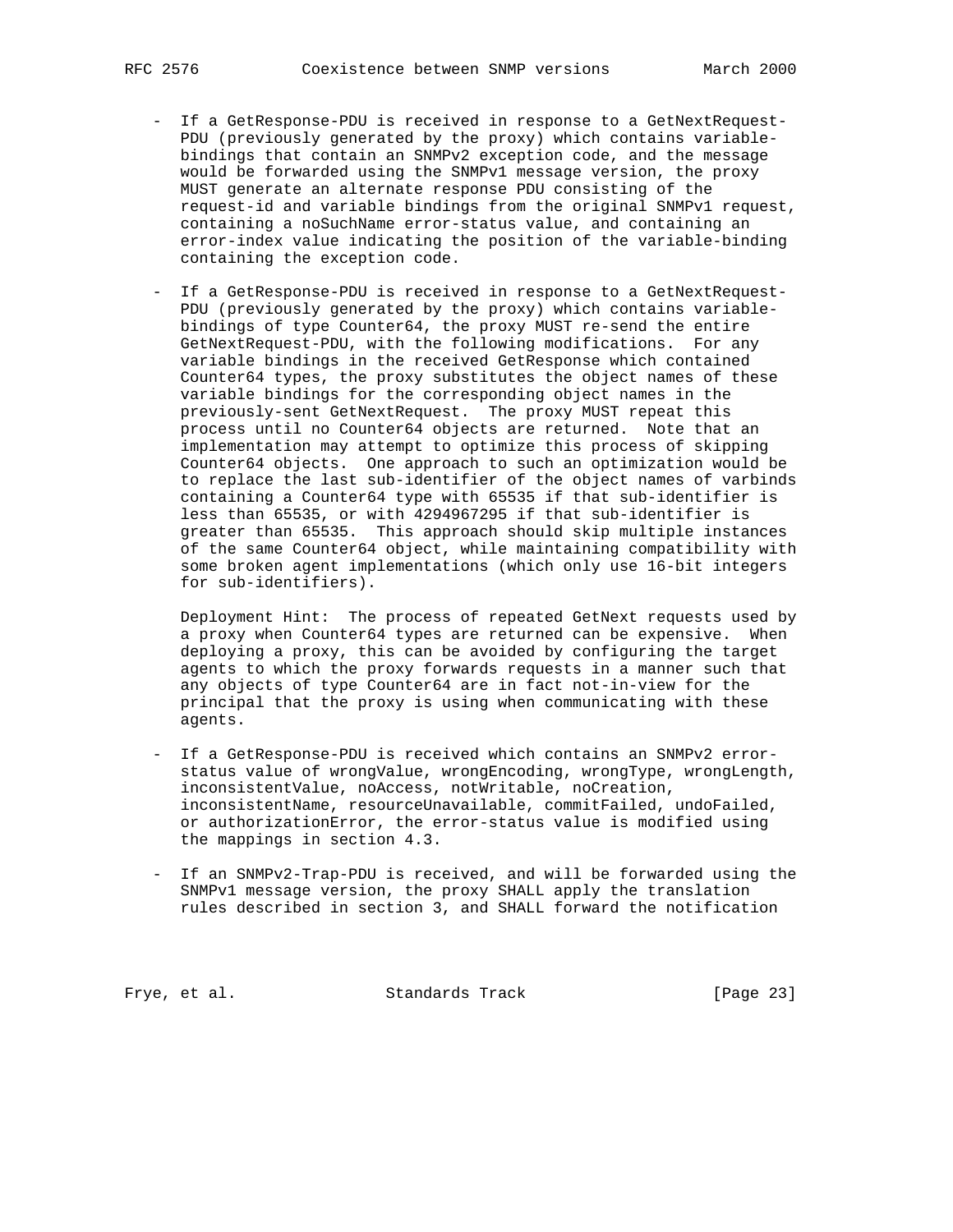- If a GetResponse-PDU is received in response to a GetNextRequest-PDU (previously generated by the proxy) which contains variable-bindings that contain an SNMPv2 exception code, and the message would be forwarded using the SNMPv1 message version, the proxy MUST generate an alternate response PDU consisting of the request-id and variable bindings from the original SNMPv1 request, containing a noSuchName error-status value, and containing an error-index value indicating the position of the variable-binding containing the exception code.

- If a GetResponse-PDU is received in response to a GetNextRequest-PDU (previously generated by the proxy) which contains variable-bindings of type Counter64, the proxy MUST re-send the entire GetNextRequest-PDU, with the following modifications. For any variable bindings in the received GetResponse which contained Counter64 types, the proxy substitutes the object names of these variable bindings for the corresponding object names in the previously-sent GetNextRequest. The proxy MUST repeat this process until no Counter64 objects are returned. Note that an implementation may attempt to optimize this process of skipping Counter64 objects. One approach to such an optimization would be to replace the last sub-identifier of the object names of varbinds containing a Counter64 type with 65535 if that sub-identifier is less than 65535, or with 4294967295 if that sub-identifier is greater than 65535. This approach should skip multiple instances of the same Counter64 object, while maintaining compatibility with some broken agent implementations (which only use 16-bit integers for sub-identifiers).

  Deployment Hint: The process of repeated GetNext requests used by a proxy when Counter64 types are returned can be expensive. When deploying a proxy, this can be avoided by configuring the target agents to which the proxy forwards requests in a manner such that any objects of type Counter64 are in fact not-in-view for the principal that the proxy is using when communicating with these agents.

- If a GetResponse-PDU is received which contains an SNMPv2 error-status value of wrongValue, wrongEncoding, wrongType, wrongLength, inconsistentValue, noAccess, notWritable, noCreation, inconsistentName, resourceUnavailable, commitFailed, undoFailed, or authorizationError, the error-status value is modified using the mappings in section 4.3.

- If an SNMPv2-Trap-PDU is received, and will be forwarded using the SNMPv1 message version, the proxy SHALL apply the translation rules described in section 3, and SHALL forward the notification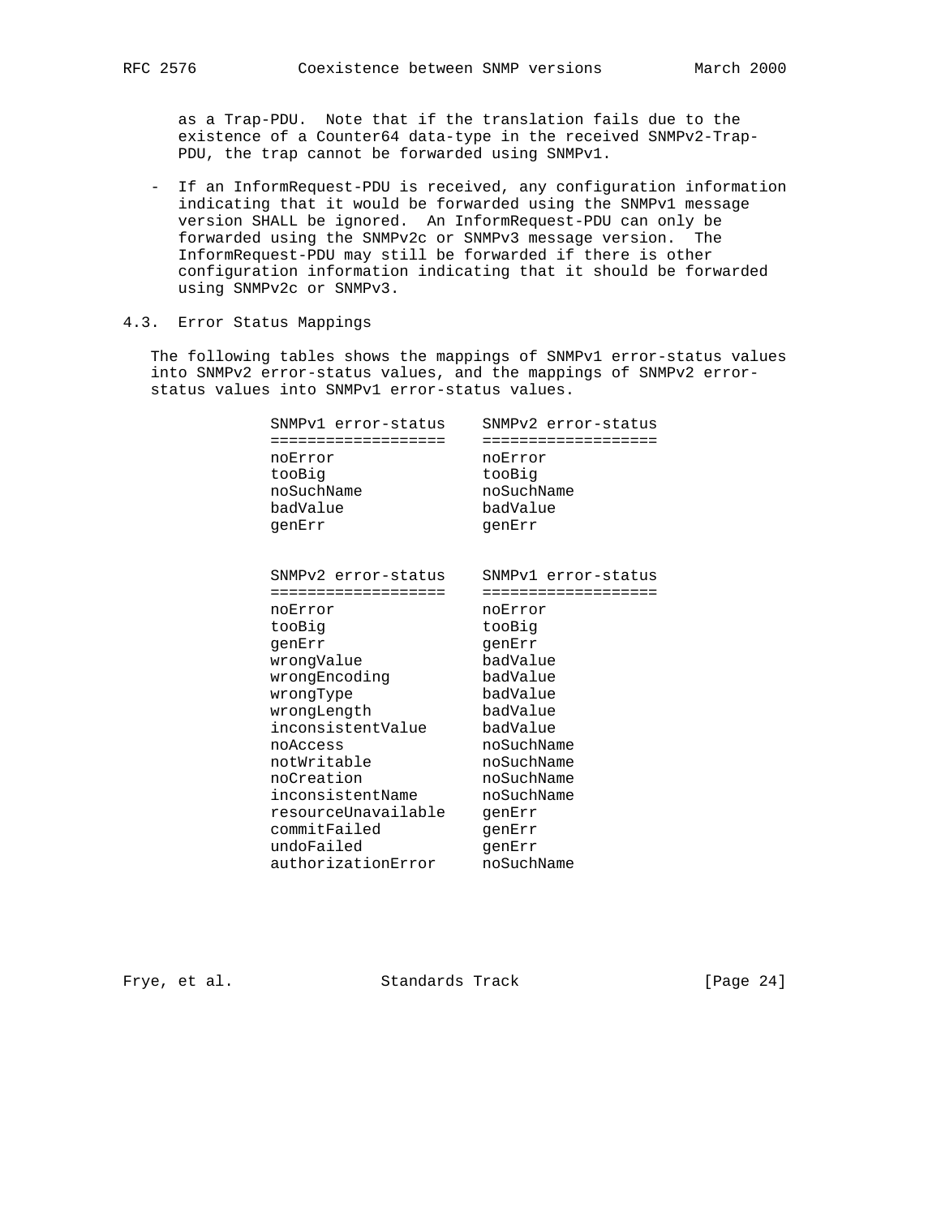as a Trap-PDU. Note that if the translation fails due to the existence of a Counter64 data-type in the received SNMPv2-Trap-PDU, the trap cannot be forwarded using SNMPv1.

- If an InformRequest-PDU is received, any configuration information indicating that it would be forwarded using the SNMPv1 message version SHALL be ignored. An InformRequest-PDU can only be forwarded using the SNMPv2c or SNMPv3 message version. The InformRequest-PDU may still be forwarded if there is other configuration information indicating that it should be forwarded using SNMPv2c or SNMPv3.

## 4.3. Error Status Mappings

The following tables shows the mappings of SNMPv1 error-status values into SNMPv2 error-status values, and the mappings of SNMPv2 error-status values into SNMPv1 error-status values.

| SNMPv1 error-status | SNMPv2 error-status |
|---|---|
| noError | noError |
| tooBig | tooBig |
| noSuchName | noSuchName |
| badValue | badValue |
| genErr | genErr |

| SNMPv2 error-status | SNMPv1 error-status |
|---|---|
| noError | noError |
| tooBig | tooBig |
| genErr | genErr |
| wrongValue | badValue |
| wrongEncoding | badValue |
| wrongType | badValue |
| wrongLength | badValue |
| inconsistentValue | badValue |
| noAccess | noSuchName |
| notWritable | noSuchName |
| noCreation | noSuchName |
| inconsistentName | noSuchName |
| resourceUnavailable | genErr |
| commitFailed | genErr |
| undoFailed | genErr |
| authorizationError | noSuchName |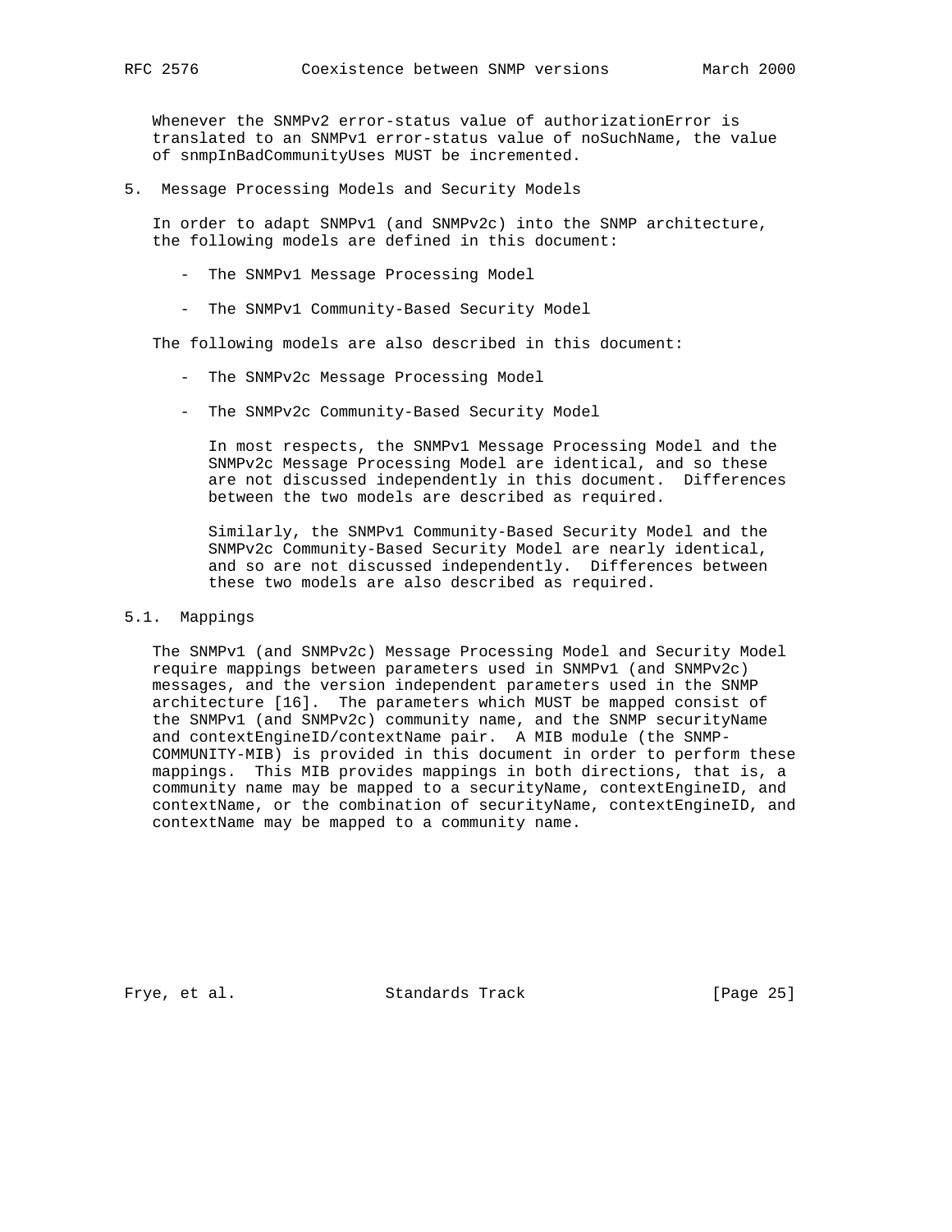Whenever the SNMPv2 error-status value of authorizationError is translated to an SNMPv1 error-status value of noSuchName, the value of snmpInBadCommunityUses MUST be incremented.

## 5. Message Processing Models and Security Models

In order to adapt SNMPv1 (and SNMPv2c) into the SNMP architecture, the following models are defined in this document:

- The SNMPv1 Message Processing Model
- The SNMPv1 Community-Based Security Model

The following models are also described in this document:

- The SNMPv2c Message Processing Model
- The SNMPv2c Community-Based Security Model

  In most respects, the SNMPv1 Message Processing Model and the SNMPv2c Message Processing Model are identical, and so these are not discussed independently in this document. Differences between the two models are described as required.

  Similarly, the SNMPv1 Community-Based Security Model and the SNMPv2c Community-Based Security Model are nearly identical, and so are not discussed independently. Differences between these two models are also described as required.

### 5.1. Mappings

The SNMPv1 (and SNMPv2c) Message Processing Model and Security Model require mappings between parameters used in SNMPv1 (and SNMPv2c) messages, and the version independent parameters used in the SNMP architecture [16]. The parameters which MUST be mapped consist of the SNMPv1 (and SNMPv2c) community name, and the SNMP securityName and contextEngineID/contextName pair. A MIB module (the SNMP-COMMUNITY-MIB) is provided in this document in order to perform these mappings. This MIB provides mappings in both directions, that is, a community name may be mapped to a securityName, contextEngineID, and contextName, or the combination of securityName, contextEngineID, and contextName may be mapped to a community name.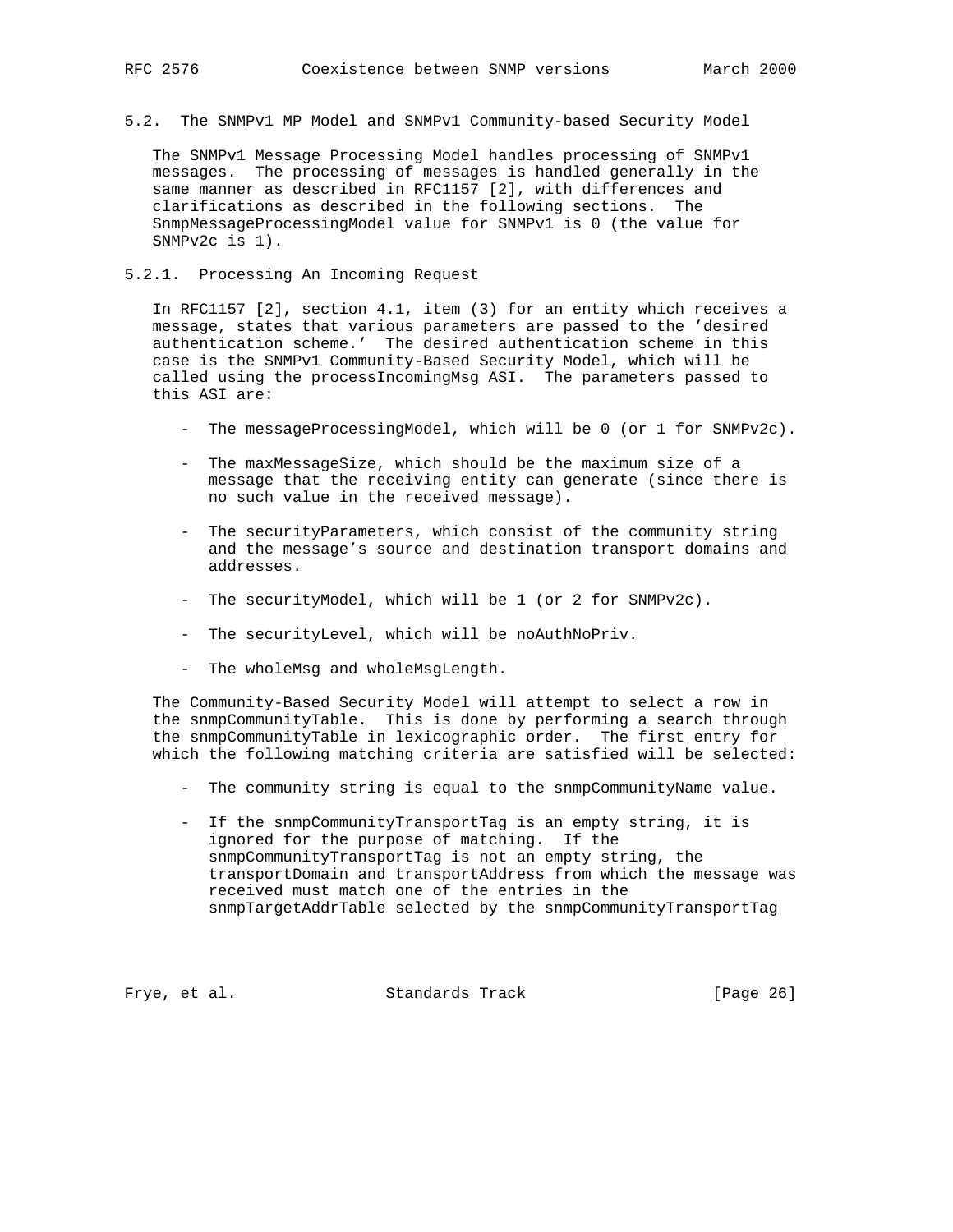## 5.2. The SNMPv1 MP Model and SNMPv1 Community-based Security Model

The SNMPv1 Message Processing Model handles processing of SNMPv1 messages. The processing of messages is handled generally in the same manner as described in RFC1157 [2], with differences and clarifications as described in the following sections. The SnmpMessageProcessingModel value for SNMPv1 is 0 (the value for SNMPv2c is 1).

### 5.2.1. Processing An Incoming Request

In RFC1157 [2], section 4.1, item (3) for an entity which receives a message, states that various parameters are passed to the 'desired authentication scheme.' The desired authentication scheme in this case is the SNMPv1 Community-Based Security Model, which will be called using the processIncomingMsg ASI. The parameters passed to this ASI are:

- The messageProcessingModel, which will be 0 (or 1 for SNMPv2c).
- The maxMessageSize, which should be the maximum size of a message that the receiving entity can generate (since there is no such value in the received message).
- The securityParameters, which consist of the community string and the message's source and destination transport domains and addresses.
- The securityModel, which will be 1 (or 2 for SNMPv2c).
- The securityLevel, which will be noAuthNoPriv.
- The wholeMsg and wholeMsgLength.

The Community-Based Security Model will attempt to select a row in the snmpCommunityTable. This is done by performing a search through the snmpCommunityTable in lexicographic order. The first entry for which the following matching criteria are satisfied will be selected:

- The community string is equal to the snmpCommunityName value.
- If the snmpCommunityTransportTag is an empty string, it is ignored for the purpose of matching. If the snmpCommunityTransportTag is not an empty string, the transportDomain and transportAddress from which the message was received must match one of the entries in the snmpTargetAddrTable selected by the snmpCommunityTransportTag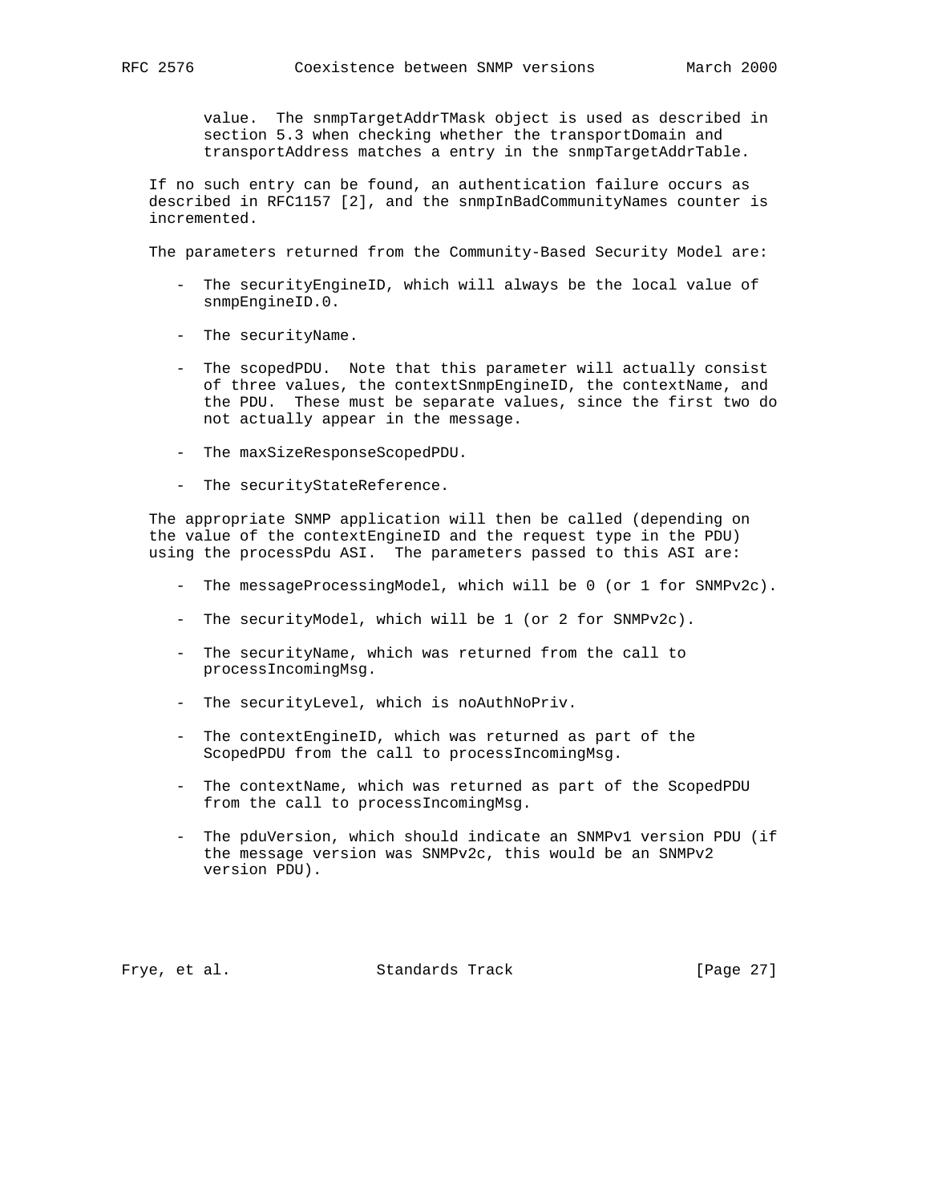value. The snmpTargetAddrTMask object is used as described in section 5.3 when checking whether the transportDomain and transportAddress matches a entry in the snmpTargetAddrTable.

If no such entry can be found, an authentication failure occurs as described in RFC1157 [2], and the snmpInBadCommunityNames counter is incremented.

The parameters returned from the Community-Based Security Model are:

- The securityEngineID, which will always be the local value of snmpEngineID.0.

- The securityName.

- The scopedPDU. Note that this parameter will actually consist of three values, the contextSnmpEngineID, the contextName, and the PDU. These must be separate values, since the first two do not actually appear in the message.

- The maxSizeResponseScopedPDU.

- The securityStateReference.

The appropriate SNMP application will then be called (depending on the value of the contextEngineID and the request type in the PDU) using the processPdu ASI. The parameters passed to this ASI are:

- The messageProcessingModel, which will be 0 (or 1 for SNMPv2c).

- The securityModel, which will be 1 (or 2 for SNMPv2c).

- The securityName, which was returned from the call to processIncomingMsg.

- The securityLevel, which is noAuthNoPriv.

- The contextEngineID, which was returned as part of the ScopedPDU from the call to processIncomingMsg.

- The contextName, which was returned as part of the ScopedPDU from the call to processIncomingMsg.

- The pduVersion, which should indicate an SNMPv1 version PDU (if the message version was SNMPv2c, this would be an SNMPv2 version PDU).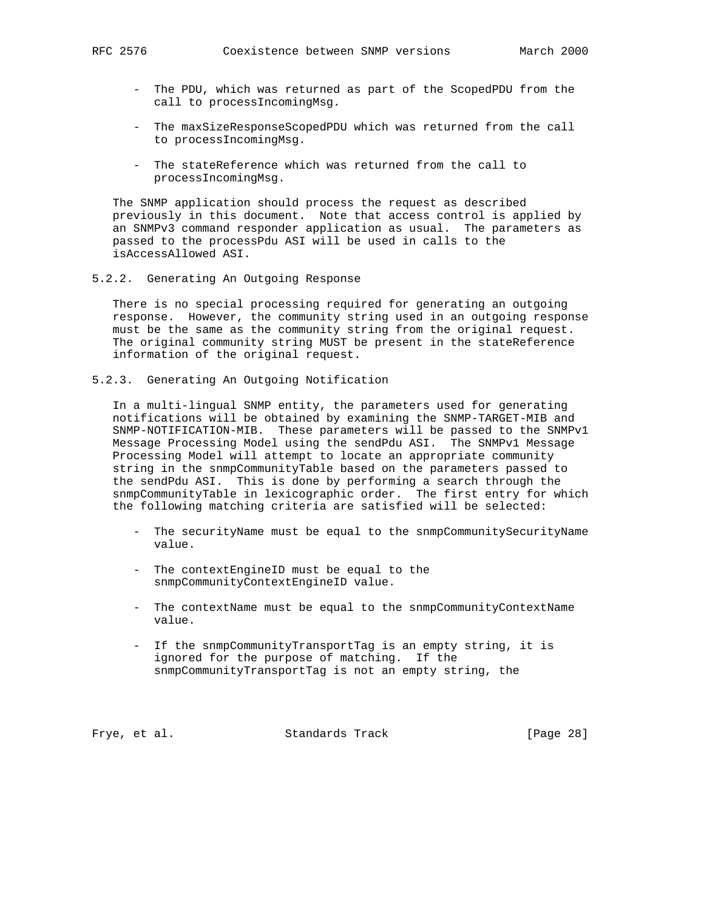- The PDU, which was returned as part of the ScopedPDU from the call to processIncomingMsg.

- The maxSizeResponseScopedPDU which was returned from the call to processIncomingMsg.

- The stateReference which was returned from the call to processIncomingMsg.

The SNMP application should process the request as described previously in this document. Note that access control is applied by an SNMPv3 command responder application as usual. The parameters as passed to the processPdu ASI will be used in calls to the isAccessAllowed ASI.

### 5.2.2. Generating An Outgoing Response

There is no special processing required for generating an outgoing response. However, the community string used in an outgoing response must be the same as the community string from the original request. The original community string MUST be present in the stateReference information of the original request.

### 5.2.3. Generating An Outgoing Notification

In a multi-lingual SNMP entity, the parameters used for generating notifications will be obtained by examining the SNMP-TARGET-MIB and SNMP-NOTIFICATION-MIB. These parameters will be passed to the SNMPv1 Message Processing Model using the sendPdu ASI. The SNMPv1 Message Processing Model will attempt to locate an appropriate community string in the snmpCommunityTable based on the parameters passed to the sendPdu ASI. This is done by performing a search through the snmpCommunityTable in lexicographic order. The first entry for which the following matching criteria are satisfied will be selected:

- The securityName must be equal to the snmpCommunitySecurityName value.

- The contextEngineID must be equal to the snmpCommunityContextEngineID value.

- The contextName must be equal to the snmpCommunityContextName value.

- If the snmpCommunityTransportTag is an empty string, it is ignored for the purpose of matching. If the snmpCommunityTransportTag is not an empty string, the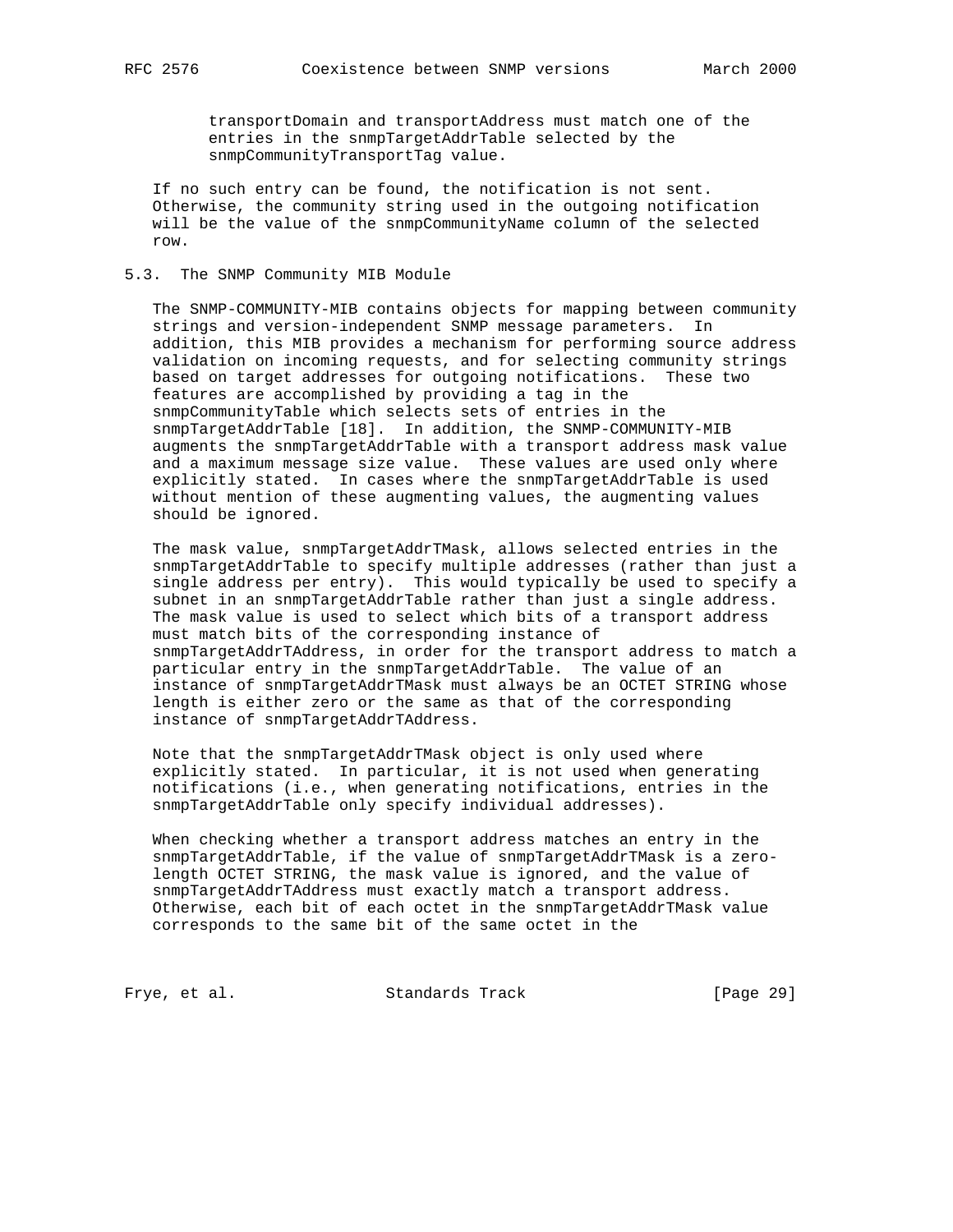transportDomain and transportAddress must match one of the entries in the snmpTargetAddrTable selected by the snmpCommunityTransportTag value.

If no such entry can be found, the notification is not sent. Otherwise, the community string used in the outgoing notification will be the value of the snmpCommunityName column of the selected row.

## 5.3. The SNMP Community MIB Module

The SNMP-COMMUNITY-MIB contains objects for mapping between community strings and version-independent SNMP message parameters. In addition, this MIB provides a mechanism for performing source address validation on incoming requests, and for selecting community strings based on target addresses for outgoing notifications. These two features are accomplished by providing a tag in the snmpCommunityTable which selects sets of entries in the snmpTargetAddrTable [18]. In addition, the SNMP-COMMUNITY-MIB augments the snmpTargetAddrTable with a transport address mask value and a maximum message size value. These values are used only where explicitly stated. In cases where the snmpTargetAddrTable is used without mention of these augmenting values, the augmenting values should be ignored.

The mask value, snmpTargetAddrTMask, allows selected entries in the snmpTargetAddrTable to specify multiple addresses (rather than just a single address per entry). This would typically be used to specify a subnet in an snmpTargetAddrTable rather than just a single address. The mask value is used to select which bits of a transport address must match bits of the corresponding instance of snmpTargetAddrTAddress, in order for the transport address to match a particular entry in the snmpTargetAddrTable. The value of an instance of snmpTargetAddrTMask must always be an OCTET STRING whose length is either zero or the same as that of the corresponding instance of snmpTargetAddrTAddress.

Note that the snmpTargetAddrTMask object is only used where explicitly stated. In particular, it is not used when generating notifications (i.e., when generating notifications, entries in the snmpTargetAddrTable only specify individual addresses).

When checking whether a transport address matches an entry in the snmpTargetAddrTable, if the value of snmpTargetAddrTMask is a zero-length OCTET STRING, the mask value is ignored, and the value of snmpTargetAddrTAddress must exactly match a transport address. Otherwise, each bit of each octet in the snmpTargetAddrTMask value corresponds to the same bit of the same octet in the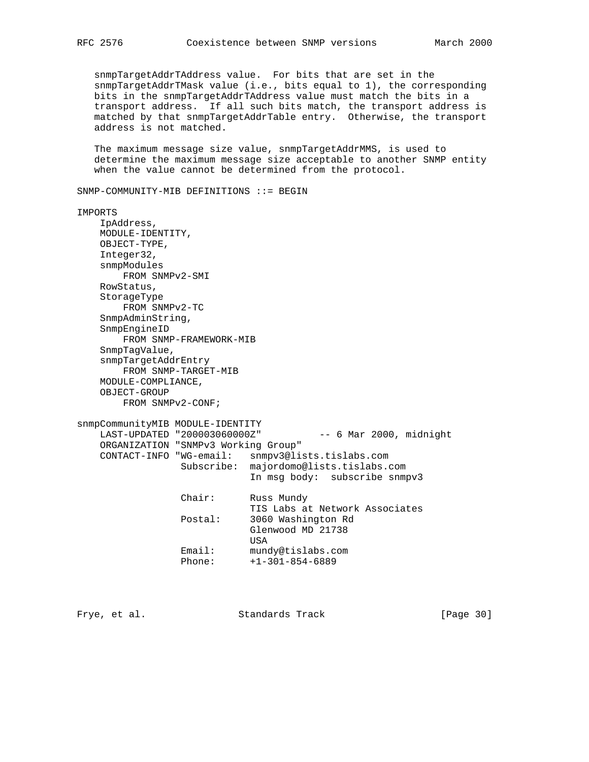snmpTargetAddrTAddress value. For bits that are set in the snmpTargetAddrTMask value (i.e., bits equal to 1), the corresponding bits in the snmpTargetAddrTAddress value must match the bits in a transport address. If all such bits match, the transport address is matched by that snmpTargetAddrTable entry. Otherwise, the transport address is not matched.

The maximum message size value, snmpTargetAddrMMS, is used to determine the maximum message size acceptable to another SNMP entity when the value cannot be determined from the protocol.

```
SNMP-COMMUNITY-MIB DEFINITIONS ::= BEGIN

IMPORTS
    IpAddress,
    MODULE-IDENTITY,
    OBJECT-TYPE,
    Integer32,
    snmpModules
        FROM SNMPv2-SMI
    RowStatus,
    StorageType
        FROM SNMPv2-TC
    SnmpAdminString,
    SnmpEngineID
        FROM SNMP-FRAMEWORK-MIB
    SnmpTagValue,
    snmpTargetAddrEntry
        FROM SNMP-TARGET-MIB
    MODULE-COMPLIANCE,
    OBJECT-GROUP
        FROM SNMPv2-CONF;

snmpCommunityMIB MODULE-IDENTITY
    LAST-UPDATED "200003060000Z"          -- 6 Mar 2000, midnight
    ORGANIZATION "SNMPv3 Working Group"
    CONTACT-INFO "WG-email:   snmpv3@lists.tislabs.com
                  Subscribe:  majordomo@lists.tislabs.com
                              In msg body:  subscribe snmpv3

                  Chair:      Russ Mundy
                              TIS Labs at Network Associates
                  Postal:     3060 Washington Rd
                              Glenwood MD 21738
                              USA
                  Email:      mundy@tislabs.com
                  Phone:      +1-301-854-6889
```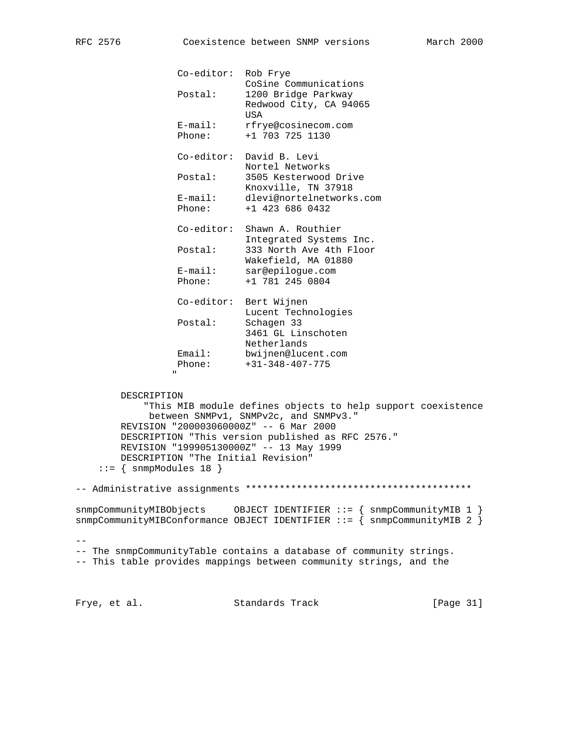```
                Co-editor:  Rob Frye
                            CoSine Communications
                Postal:     1200 Bridge Parkway
                            Redwood City, CA 94065
                            USA
                E-mail:     rfrye@cosinecom.com
                Phone:      +1 703 725 1130

                Co-editor:  David B. Levi
                            Nortel Networks
                Postal:     3505 Kesterwood Drive
                            Knoxville, TN 37918
                E-mail:     dlevi@nortelnetworks.com
                Phone:      +1 423 686 0432

                Co-editor:  Shawn A. Routhier
                            Integrated Systems Inc.
                Postal:     333 North Ave 4th Floor
                            Wakefield, MA 01880
                E-mail:     sar@epilogue.com
                Phone:      +1 781 245 0804

                Co-editor:  Bert Wijnen
                            Lucent Technologies
                Postal:     Schagen 33
                            3461 GL Linschoten
                            Netherlands
                Email:      bwijnen@lucent.com
                Phone:      +31-348-407-775
               "

        DESCRIPTION
            "This MIB module defines objects to help support coexistence
             between SNMPv1, SNMPv2c, and SNMPv3."
        REVISION "200003060000Z" -- 6 Mar 2000
        DESCRIPTION "This version published as RFC 2576."
        REVISION "199905130000Z" -- 13 May 1999
        DESCRIPTION "The Initial Revision"
    ::= { snmpModules 18 }

-- Administrative assignments ****************************************

snmpCommunityMIBObjects     OBJECT IDENTIFIER ::= { snmpCommunityMIB 1 }
snmpCommunityMIBConformance OBJECT IDENTIFIER ::= { snmpCommunityMIB 2 }

--
-- The snmpCommunityTable contains a database of community strings.
-- This table provides mappings between community strings, and the
```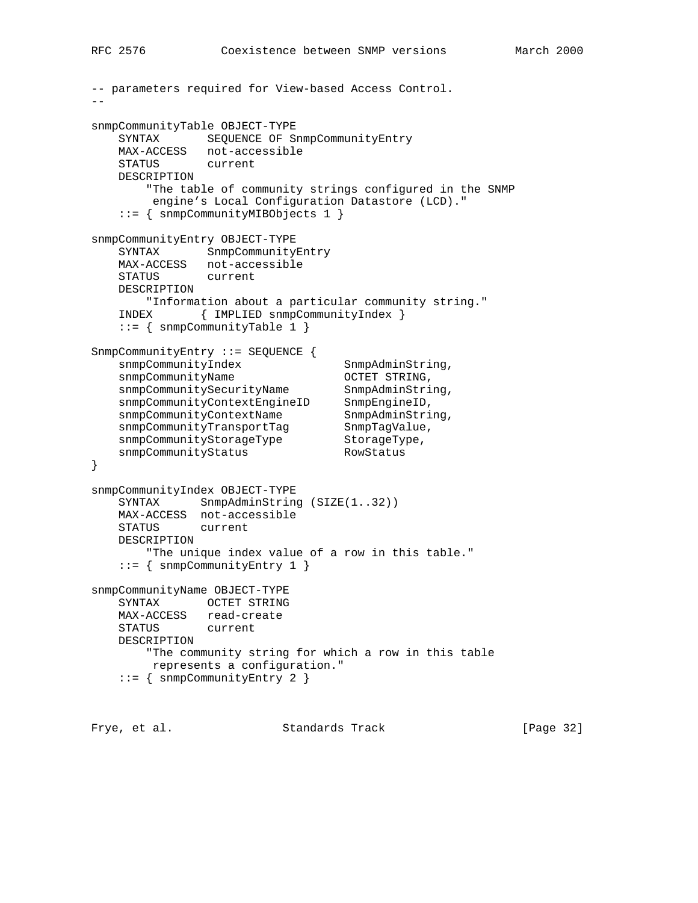```
-- parameters required for View-based Access Control.
--

snmpCommunityTable OBJECT-TYPE
    SYNTAX       SEQUENCE OF SnmpCommunityEntry
    MAX-ACCESS   not-accessible
    STATUS       current
    DESCRIPTION
        "The table of community strings configured in the SNMP
         engine's Local Configuration Datastore (LCD)."
    ::= { snmpCommunityMIBObjects 1 }

snmpCommunityEntry OBJECT-TYPE
    SYNTAX       SnmpCommunityEntry
    MAX-ACCESS   not-accessible
    STATUS       current
    DESCRIPTION
        "Information about a particular community string."
    INDEX       { IMPLIED snmpCommunityIndex }
    ::= { snmpCommunityTable 1 }

SnmpCommunityEntry ::= SEQUENCE {
    snmpCommunityIndex               SnmpAdminString,
    snmpCommunityName                OCTET STRING,
    snmpCommunitySecurityName        SnmpAdminString,
    snmpCommunityContextEngineID     SnmpEngineID,
    snmpCommunityContextName         SnmpAdminString,
    snmpCommunityTransportTag        SnmpTagValue,
    snmpCommunityStorageType         StorageType,
    snmpCommunityStatus              RowStatus
}

snmpCommunityIndex OBJECT-TYPE
    SYNTAX      SnmpAdminString (SIZE(1..32))
    MAX-ACCESS  not-accessible
    STATUS      current
    DESCRIPTION
        "The unique index value of a row in this table."
    ::= { snmpCommunityEntry 1 }

snmpCommunityName OBJECT-TYPE
    SYNTAX       OCTET STRING
    MAX-ACCESS   read-create
    STATUS       current
    DESCRIPTION
        "The community string for which a row in this table
         represents a configuration."
    ::= { snmpCommunityEntry 2 }
```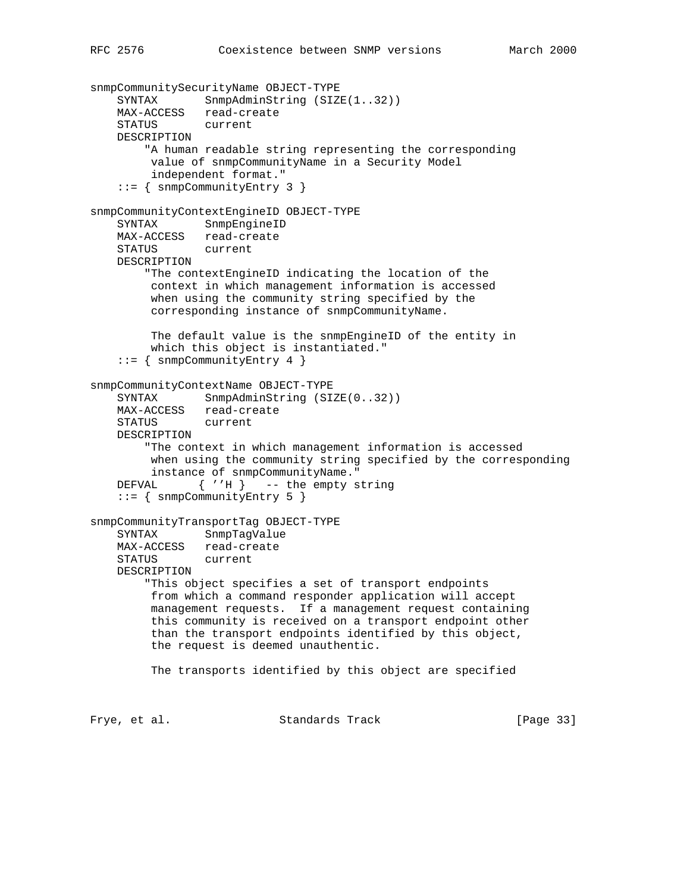```
snmpCommunitySecurityName OBJECT-TYPE
    SYNTAX       SnmpAdminString (SIZE(1..32))
    MAX-ACCESS   read-create
    STATUS       current
    DESCRIPTION
        "A human readable string representing the corresponding
         value of snmpCommunityName in a Security Model
         independent format."
    ::= { snmpCommunityEntry 3 }

snmpCommunityContextEngineID OBJECT-TYPE
    SYNTAX       SnmpEngineID
    MAX-ACCESS   read-create
    STATUS       current
    DESCRIPTION
        "The contextEngineID indicating the location of the
         context in which management information is accessed
         when using the community string specified by the
         corresponding instance of snmpCommunityName.

         The default value is the snmpEngineID of the entity in
         which this object is instantiated."
    ::= { snmpCommunityEntry 4 }

snmpCommunityContextName OBJECT-TYPE
    SYNTAX       SnmpAdminString (SIZE(0..32))
    MAX-ACCESS   read-create
    STATUS       current
    DESCRIPTION
        "The context in which management information is accessed
         when using the community string specified by the corresponding
         instance of snmpCommunityName."
    DEFVAL      { ''H }   -- the empty string
    ::= { snmpCommunityEntry 5 }

snmpCommunityTransportTag OBJECT-TYPE
    SYNTAX       SnmpTagValue
    MAX-ACCESS   read-create
    STATUS       current
    DESCRIPTION
        "This object specifies a set of transport endpoints
         from which a command responder application will accept
         management requests.  If a management request containing
         this community is received on a transport endpoint other
         than the transport endpoints identified by this object,
         the request is deemed unauthentic.

         The transports identified by this object are specified
```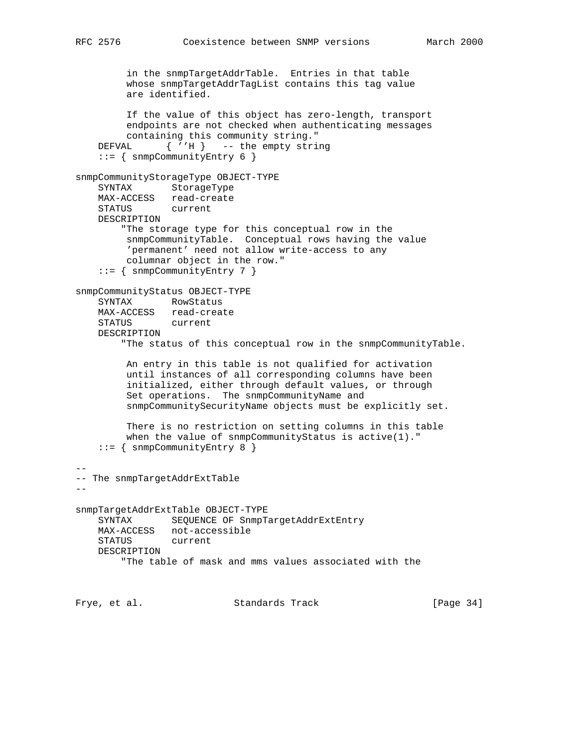```
         in the snmpTargetAddrTable.  Entries in that table
         whose snmpTargetAddrTagList contains this tag value
         are identified.

         If the value of this object has zero-length, transport
         endpoints are not checked when authenticating messages
         containing this community string."
    DEFVAL      { ''H }   -- the empty string
    ::= { snmpCommunityEntry 6 }

snmpCommunityStorageType OBJECT-TYPE
    SYNTAX       StorageType
    MAX-ACCESS   read-create
    STATUS       current
    DESCRIPTION
        "The storage type for this conceptual row in the
         snmpCommunityTable.  Conceptual rows having the value
         'permanent' need not allow write-access to any
         columnar object in the row."
    ::= { snmpCommunityEntry 7 }

snmpCommunityStatus OBJECT-TYPE
    SYNTAX       RowStatus
    MAX-ACCESS   read-create
    STATUS       current
    DESCRIPTION
        "The status of this conceptual row in the snmpCommunityTable.

         An entry in this table is not qualified for activation
         until instances of all corresponding columns have been
         initialized, either through default values, or through
         Set operations.  The snmpCommunityName and
         snmpCommunitySecurityName objects must be explicitly set.

         There is no restriction on setting columns in this table
         when the value of snmpCommunityStatus is active(1)."
    ::= { snmpCommunityEntry 8 }

--
-- The snmpTargetAddrExtTable
--

snmpTargetAddrExtTable OBJECT-TYPE
    SYNTAX       SEQUENCE OF SnmpTargetAddrExtEntry
    MAX-ACCESS   not-accessible
    STATUS       current
    DESCRIPTION
        "The table of mask and mms values associated with the
```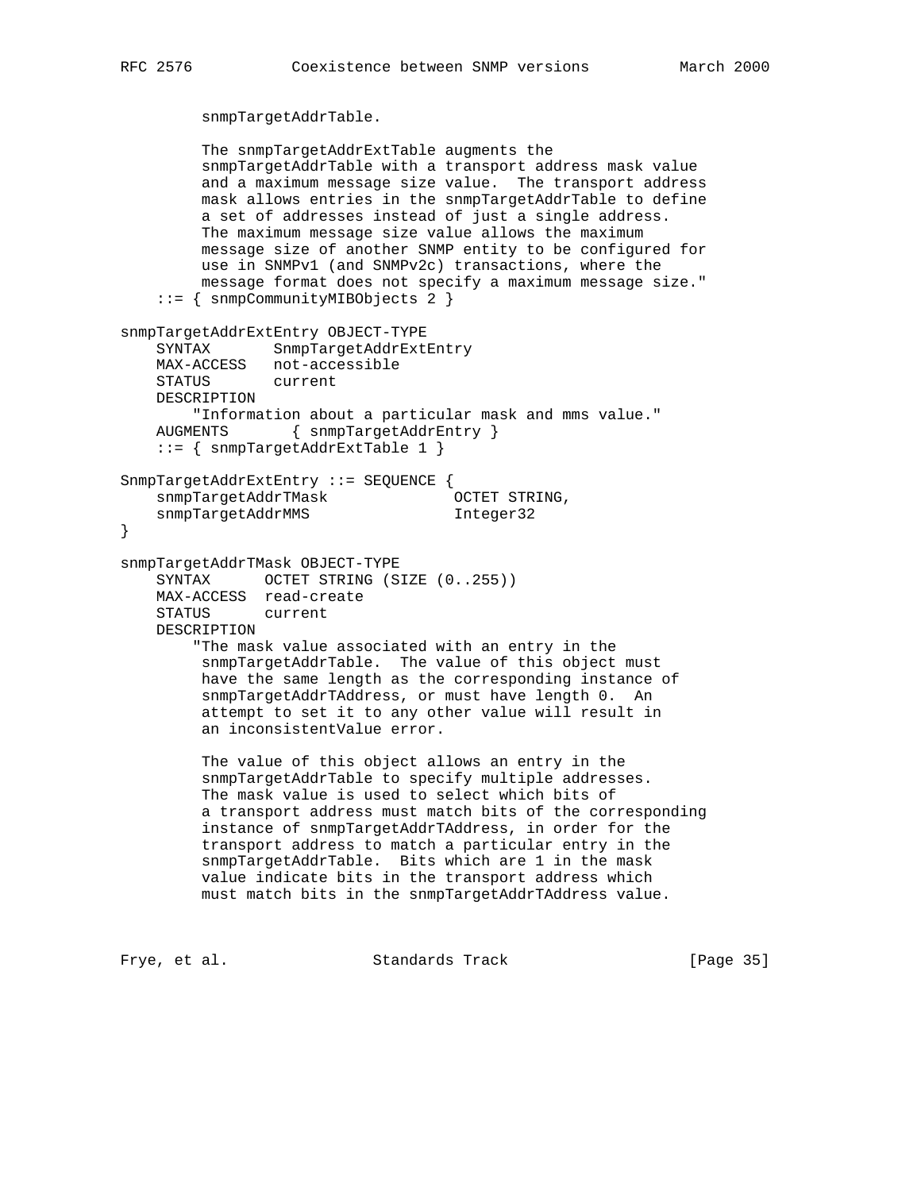```
         snmpTargetAddrTable.

         The snmpTargetAddrExtTable augments the
         snmpTargetAddrTable with a transport address mask value
         and a maximum message size value.  The transport address
         mask allows entries in the snmpTargetAddrTable to define
         a set of addresses instead of just a single address.
         The maximum message size value allows the maximum
         message size of another SNMP entity to be configured for
         use in SNMPv1 (and SNMPv2c) transactions, where the
         message format does not specify a maximum message size."
    ::= { snmpCommunityMIBObjects 2 }

snmpTargetAddrExtEntry OBJECT-TYPE
    SYNTAX       SnmpTargetAddrExtEntry
    MAX-ACCESS   not-accessible
    STATUS       current
    DESCRIPTION
        "Information about a particular mask and mms value."
    AUGMENTS       { snmpTargetAddrEntry }
    ::= { snmpTargetAddrExtTable 1 }

SnmpTargetAddrExtEntry ::= SEQUENCE {
    snmpTargetAddrTMask              OCTET STRING,
    snmpTargetAddrMMS                Integer32
}

snmpTargetAddrTMask OBJECT-TYPE
    SYNTAX      OCTET STRING (SIZE (0..255))
    MAX-ACCESS  read-create
    STATUS      current
    DESCRIPTION
        "The mask value associated with an entry in the
         snmpTargetAddrTable.  The value of this object must
         have the same length as the corresponding instance of
         snmpTargetAddrTAddress, or must have length 0.  An
         attempt to set it to any other value will result in
         an inconsistentValue error.

         The value of this object allows an entry in the
         snmpTargetAddrTable to specify multiple addresses.
         The mask value is used to select which bits of
         a transport address must match bits of the corresponding
         instance of snmpTargetAddrTAddress, in order for the
         transport address to match a particular entry in the
         snmpTargetAddrTable.  Bits which are 1 in the mask
         value indicate bits in the transport address which
         must match bits in the snmpTargetAddrTAddress value.
```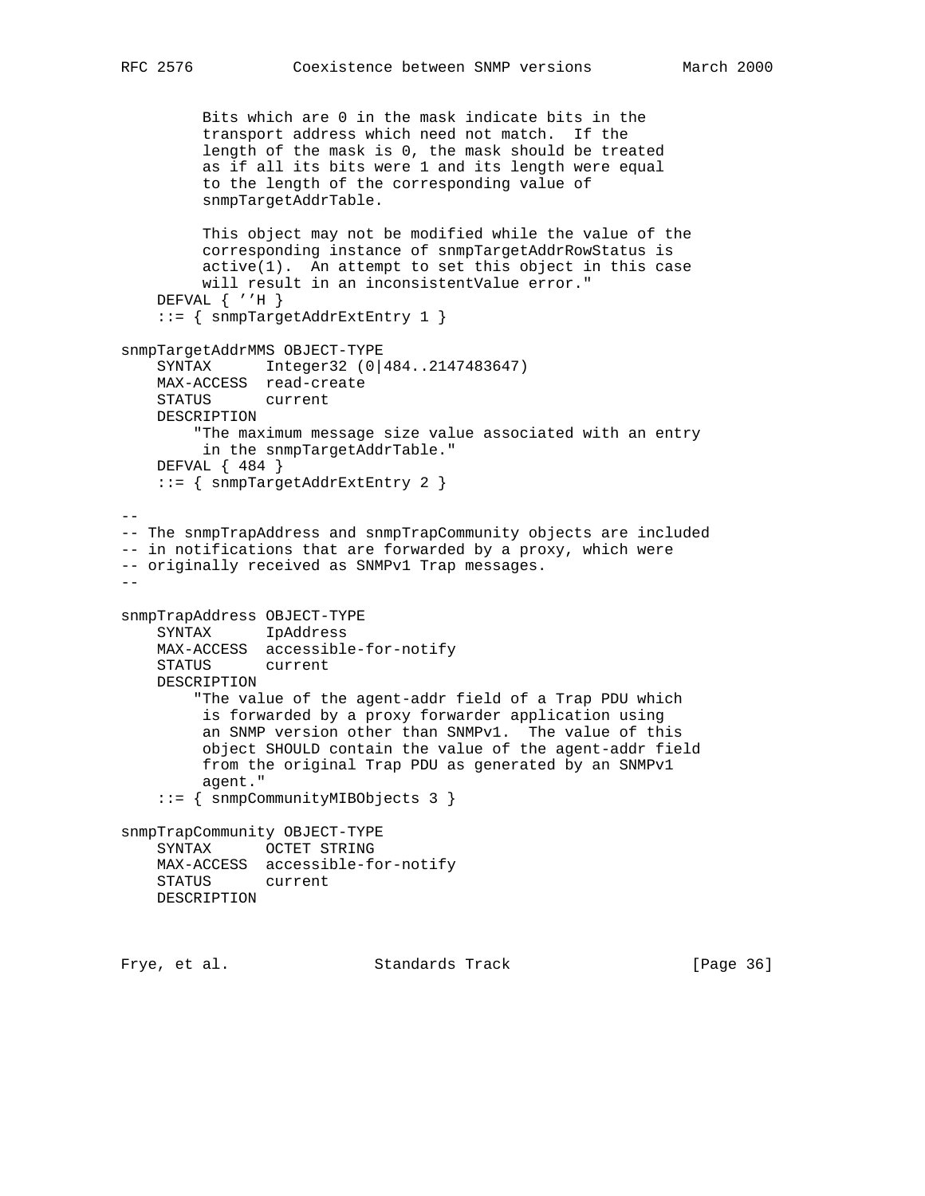```
          Bits which are 0 in the mask indicate bits in the
          transport address which need not match.  If the
          length of the mask is 0, the mask should be treated
          as if all its bits were 1 and its length were equal
          to the length of the corresponding value of
          snmpTargetAddrTable.

          This object may not be modified while the value of the
          corresponding instance of snmpTargetAddrRowStatus is
          active(1).  An attempt to set this object in this case
          will result in an inconsistentValue error."
    DEFVAL { ''H }
    ::= { snmpTargetAddrExtEntry 1 }

snmpTargetAddrMMS OBJECT-TYPE
    SYNTAX      Integer32 (0|484..2147483647)
    MAX-ACCESS  read-create
    STATUS      current
    DESCRIPTION
        "The maximum message size value associated with an entry
         in the snmpTargetAddrTable."
    DEFVAL { 484 }
    ::= { snmpTargetAddrExtEntry 2 }

--
-- The snmpTrapAddress and snmpTrapCommunity objects are included
-- in notifications that are forwarded by a proxy, which were
-- originally received as SNMPv1 Trap messages.
--

snmpTrapAddress OBJECT-TYPE
    SYNTAX      IpAddress
    MAX-ACCESS  accessible-for-notify
    STATUS      current
    DESCRIPTION
        "The value of the agent-addr field of a Trap PDU which
         is forwarded by a proxy forwarder application using
         an SNMP version other than SNMPv1.  The value of this
         object SHOULD contain the value of the agent-addr field
         from the original Trap PDU as generated by an SNMPv1
         agent."
    ::= { snmpCommunityMIBObjects 3 }

snmpTrapCommunity OBJECT-TYPE
    SYNTAX      OCTET STRING
    MAX-ACCESS  accessible-for-notify
    STATUS      current
    DESCRIPTION
```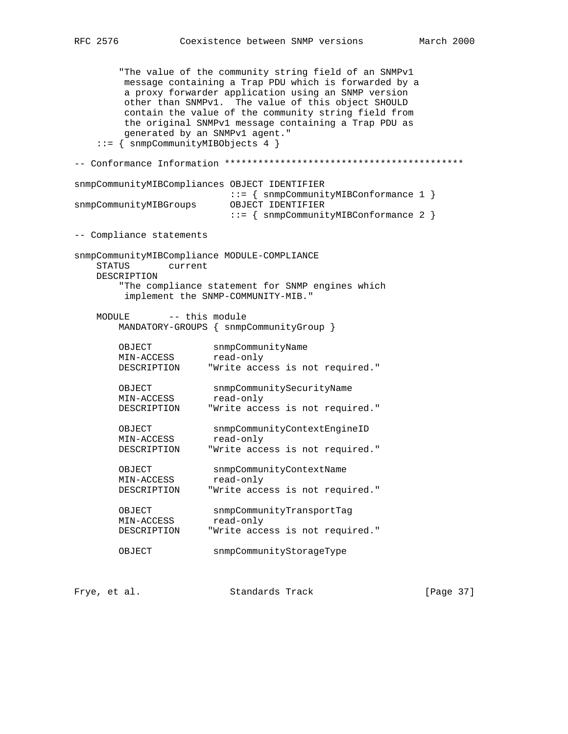```
        "The value of the community string field of an SNMPv1
         message containing a Trap PDU which is forwarded by a
         a proxy forwarder application using an SNMP version
         other than SNMPv1.  The value of this object SHOULD
         contain the value of the community string field from
         the original SNMPv1 message containing a Trap PDU as
         generated by an SNMPv1 agent."
    ::= { snmpCommunityMIBObjects 4 }

-- Conformance Information *******************************************

snmpCommunityMIBCompliances OBJECT IDENTIFIER
                            ::= { snmpCommunityMIBConformance 1 }
snmpCommunityMIBGroups      OBJECT IDENTIFIER
                            ::= { snmpCommunityMIBConformance 2 }

-- Compliance statements

snmpCommunityMIBCompliance MODULE-COMPLIANCE
    STATUS       current
    DESCRIPTION
        "The compliance statement for SNMP engines which
         implement the SNMP-COMMUNITY-MIB."

    MODULE       -- this module
        MANDATORY-GROUPS { snmpCommunityGroup }

        OBJECT           snmpCommunityName
        MIN-ACCESS       read-only
        DESCRIPTION     "Write access is not required."

        OBJECT           snmpCommunitySecurityName
        MIN-ACCESS       read-only
        DESCRIPTION     "Write access is not required."

        OBJECT           snmpCommunityContextEngineID
        MIN-ACCESS       read-only
        DESCRIPTION     "Write access is not required."

        OBJECT           snmpCommunityContextName
        MIN-ACCESS       read-only
        DESCRIPTION     "Write access is not required."

        OBJECT           snmpCommunityTransportTag
        MIN-ACCESS       read-only
        DESCRIPTION     "Write access is not required."

        OBJECT           snmpCommunityStorageType
```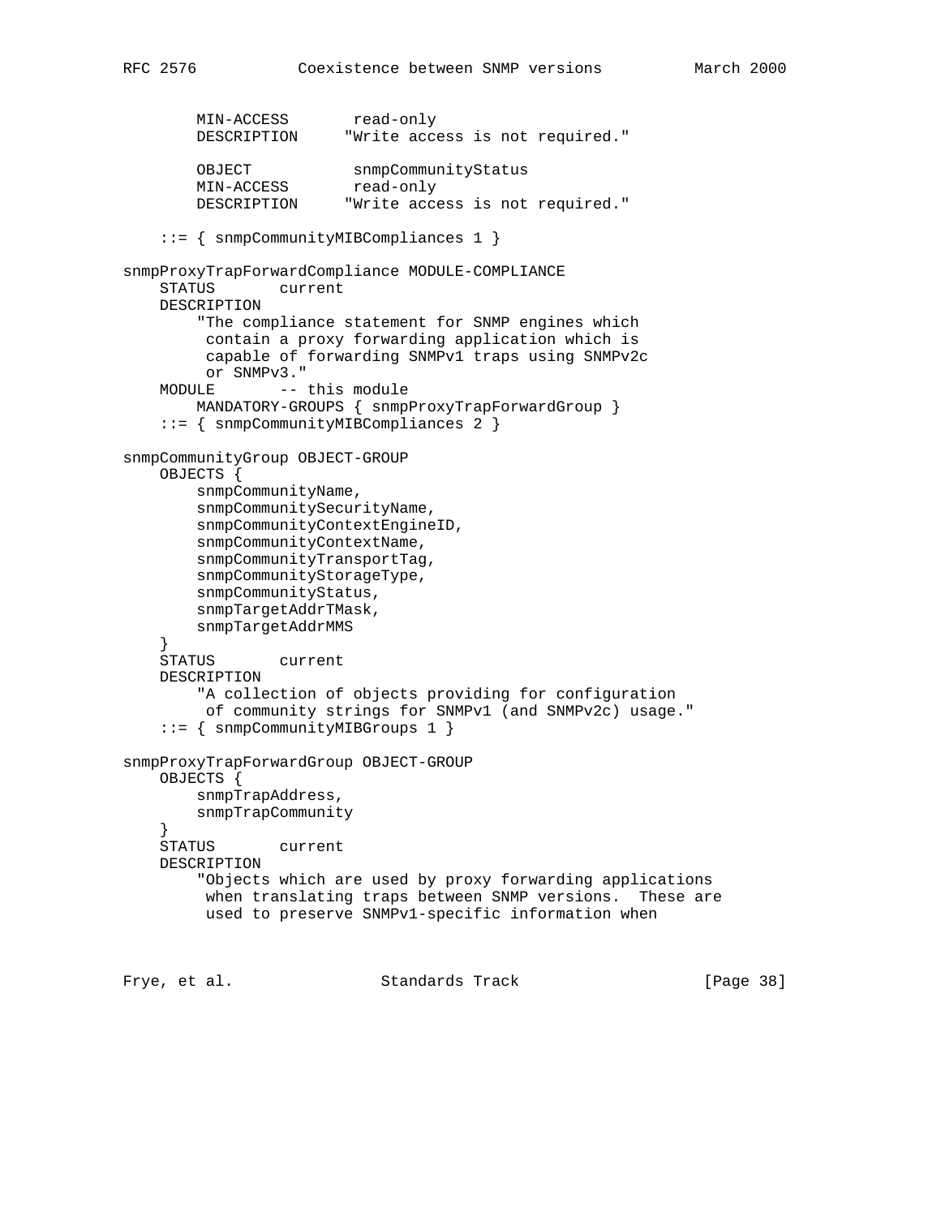```
        MIN-ACCESS       read-only
        DESCRIPTION     "Write access is not required."

        OBJECT           snmpCommunityStatus
        MIN-ACCESS       read-only
        DESCRIPTION     "Write access is not required."

    ::= { snmpCommunityMIBCompliances 1 }

snmpProxyTrapForwardCompliance MODULE-COMPLIANCE
    STATUS       current
    DESCRIPTION
        "The compliance statement for SNMP engines which
         contain a proxy forwarding application which is
         capable of forwarding SNMPv1 traps using SNMPv2c
         or SNMPv3."
    MODULE       -- this module
        MANDATORY-GROUPS { snmpProxyTrapForwardGroup }
    ::= { snmpCommunityMIBCompliances 2 }

snmpCommunityGroup OBJECT-GROUP
    OBJECTS {
        snmpCommunityName,
        snmpCommunitySecurityName,
        snmpCommunityContextEngineID,
        snmpCommunityContextName,
        snmpCommunityTransportTag,
        snmpCommunityStorageType,
        snmpCommunityStatus,
        snmpTargetAddrTMask,
        snmpTargetAddrMMS
    }
    STATUS       current
    DESCRIPTION
        "A collection of objects providing for configuration
         of community strings for SNMPv1 (and SNMPv2c) usage."
    ::= { snmpCommunityMIBGroups 1 }

snmpProxyTrapForwardGroup OBJECT-GROUP
    OBJECTS {
        snmpTrapAddress,
        snmpTrapCommunity
    }
    STATUS       current
    DESCRIPTION
        "Objects which are used by proxy forwarding applications
         when translating traps between SNMP versions.  These are
         used to preserve SNMPv1-specific information when
```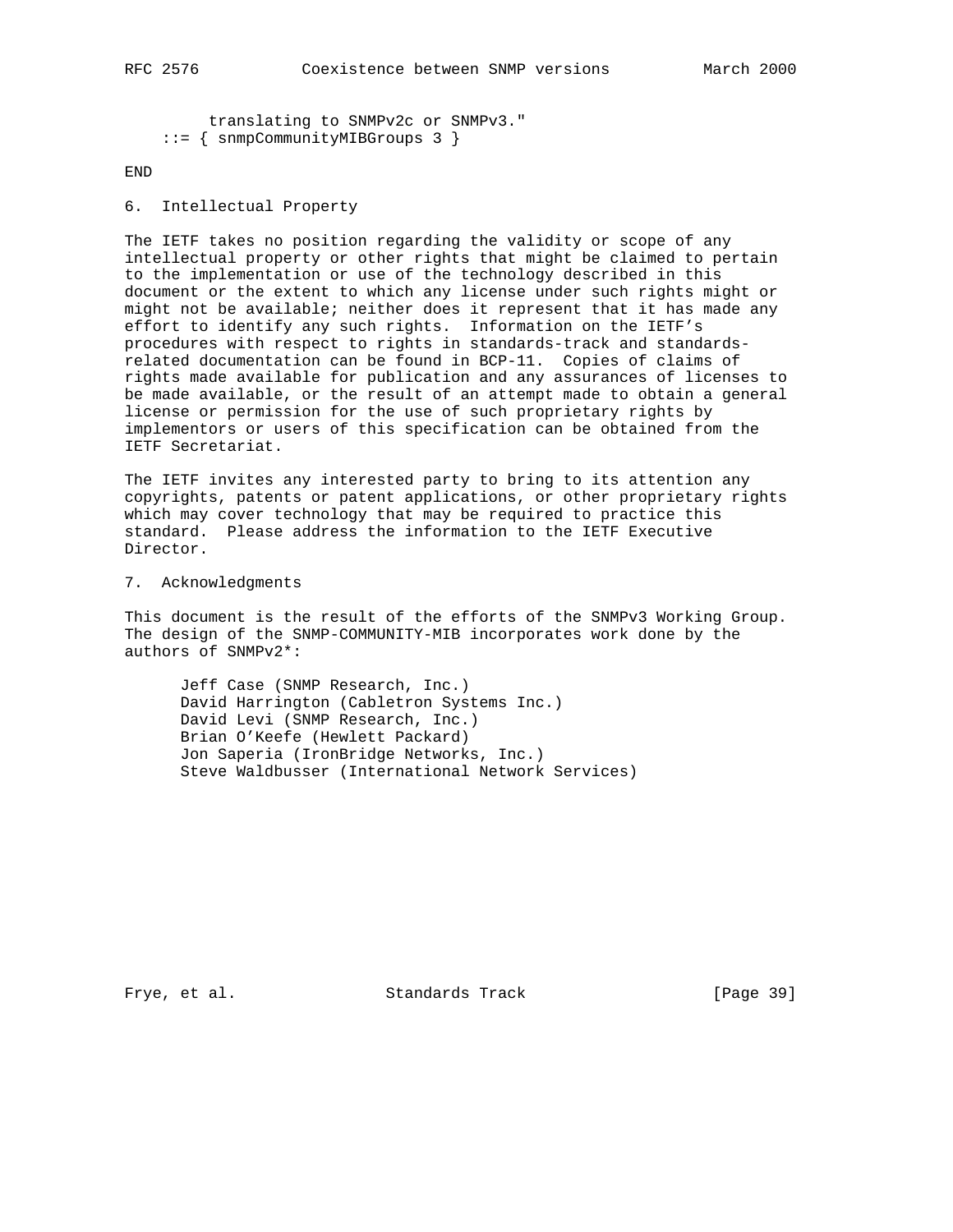```
        translating to SNMPv2c or SNMPv3."
    ::= { snmpCommunityMIBGroups 3 }

END
```

## 6. Intellectual Property

The IETF takes no position regarding the validity or scope of any intellectual property or other rights that might be claimed to pertain to the implementation or use of the technology described in this document or the extent to which any license under such rights might or might not be available; neither does it represent that it has made any effort to identify any such rights. Information on the IETF's procedures with respect to rights in standards-track and standards-related documentation can be found in BCP-11. Copies of claims of rights made available for publication and any assurances of licenses to be made available, or the result of an attempt made to obtain a general license or permission for the use of such proprietary rights by implementors or users of this specification can be obtained from the IETF Secretariat.

The IETF invites any interested party to bring to its attention any copyrights, patents or patent applications, or other proprietary rights which may cover technology that may be required to practice this standard. Please address the information to the IETF Executive Director.

## 7. Acknowledgments

This document is the result of the efforts of the SNMPv3 Working Group. The design of the SNMP-COMMUNITY-MIB incorporates work done by the authors of SNMPv2*:

- Jeff Case (SNMP Research, Inc.)
- David Harrington (Cabletron Systems Inc.)
- David Levi (SNMP Research, Inc.)
- Brian O'Keefe (Hewlett Packard)
- Jon Saperia (IronBridge Networks, Inc.)
- Steve Waldbusser (International Network Services)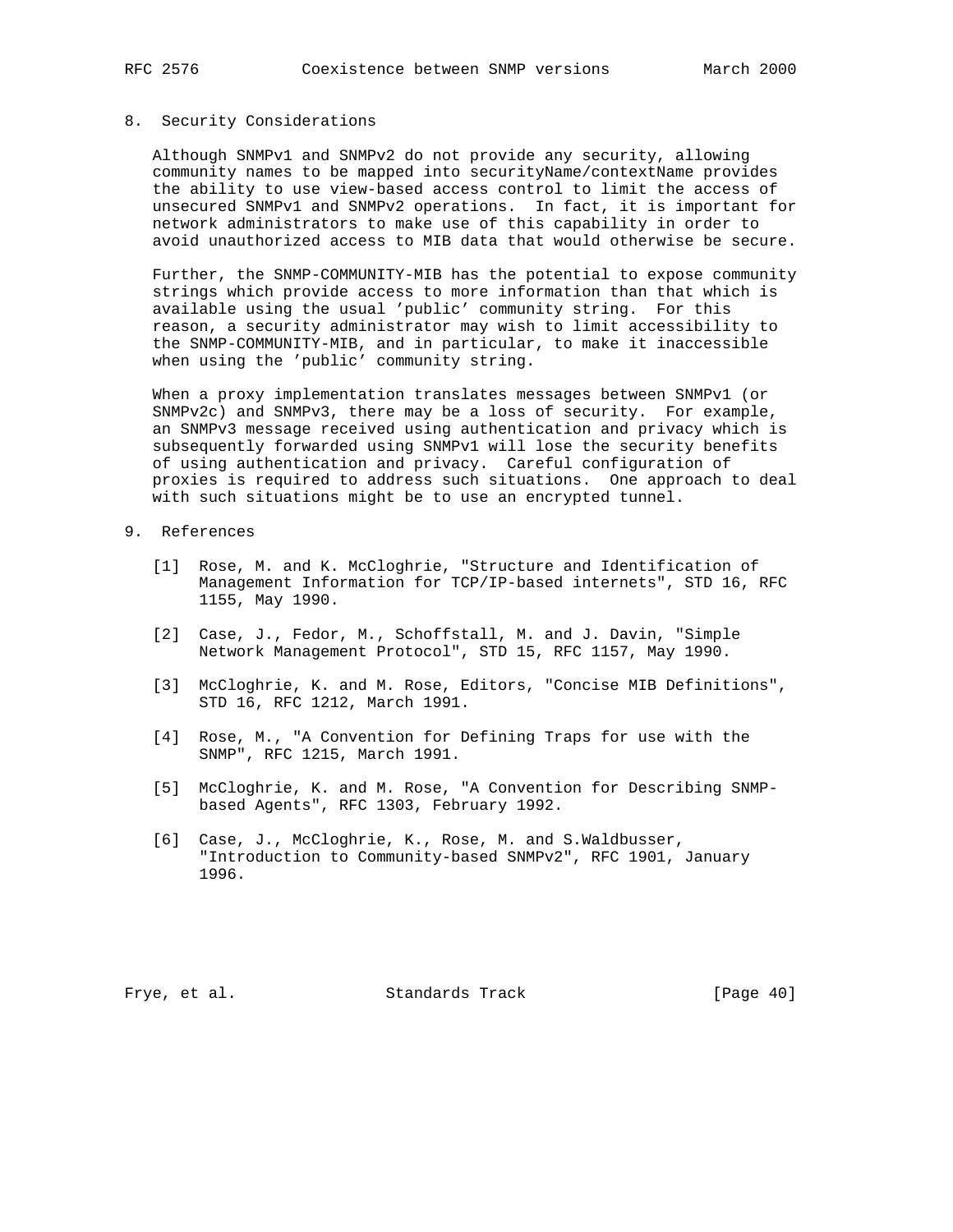## 8. Security Considerations

Although SNMPv1 and SNMPv2 do not provide any security, allowing community names to be mapped into securityName/contextName provides the ability to use view-based access control to limit the access of unsecured SNMPv1 and SNMPv2 operations. In fact, it is important for network administrators to make use of this capability in order to avoid unauthorized access to MIB data that would otherwise be secure.

Further, the SNMP-COMMUNITY-MIB has the potential to expose community strings which provide access to more information than that which is available using the usual 'public' community string. For this reason, a security administrator may wish to limit accessibility to the SNMP-COMMUNITY-MIB, and in particular, to make it inaccessible when using the 'public' community string.

When a proxy implementation translates messages between SNMPv1 (or SNMPv2c) and SNMPv3, there may be a loss of security. For example, an SNMPv3 message received using authentication and privacy which is subsequently forwarded using SNMPv1 will lose the security benefits of using authentication and privacy. Careful configuration of proxies is required to address such situations. One approach to deal with such situations might be to use an encrypted tunnel.

## 9. References

[1] Rose, M. and K. McCloghrie, "Structure and Identification of Management Information for TCP/IP-based internets", STD 16, RFC 1155, May 1990.

[2] Case, J., Fedor, M., Schoffstall, M. and J. Davin, "Simple Network Management Protocol", STD 15, RFC 1157, May 1990.

[3] McCloghrie, K. and M. Rose, Editors, "Concise MIB Definitions", STD 16, RFC 1212, March 1991.

[4] Rose, M., "A Convention for Defining Traps for use with the SNMP", RFC 1215, March 1991.

[5] McCloghrie, K. and M. Rose, "A Convention for Describing SNMP-based Agents", RFC 1303, February 1992.

[6] Case, J., McCloghrie, K., Rose, M. and S.Waldbusser, "Introduction to Community-based SNMPv2", RFC 1901, January 1996.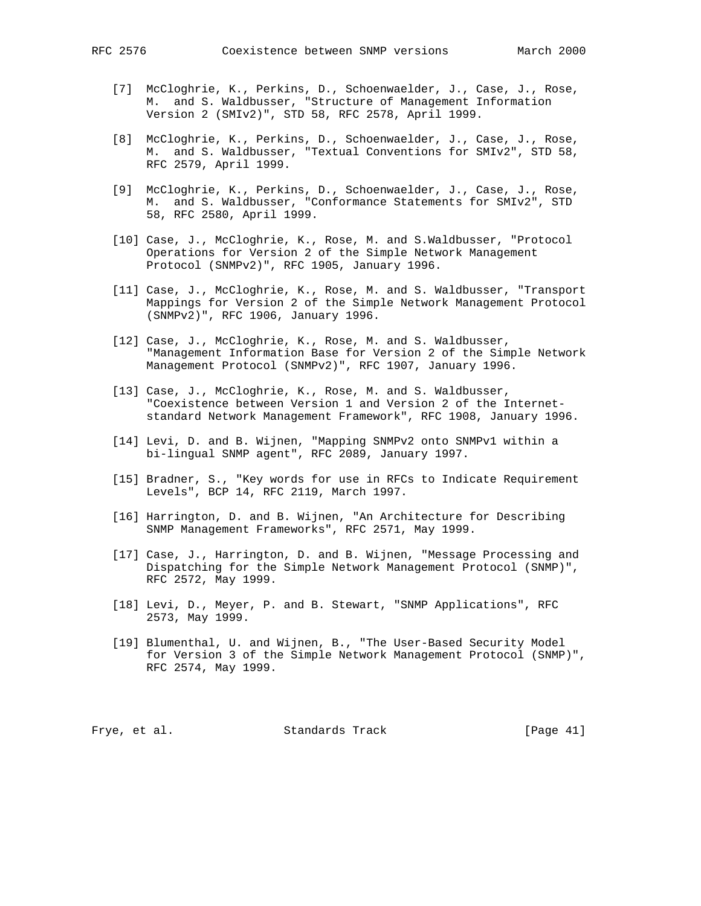[7]  McCloghrie, K., Perkins, D., Schoenwaelder, J., Case, J., Rose, M.  and S. Waldbusser, "Structure of Management Information Version 2 (SMIv2)", STD 58, RFC 2578, April 1999.

[8]  McCloghrie, K., Perkins, D., Schoenwaelder, J., Case, J., Rose, M.  and S. Waldbusser, "Textual Conventions for SMIv2", STD 58, RFC 2579, April 1999.

[9]  McCloghrie, K., Perkins, D., Schoenwaelder, J., Case, J., Rose, M.  and S. Waldbusser, "Conformance Statements for SMIv2", STD 58, RFC 2580, April 1999.

[10] Case, J., McCloghrie, K., Rose, M. and S.Waldbusser, "Protocol Operations for Version 2 of the Simple Network Management Protocol (SNMPv2)", RFC 1905, January 1996.

[11] Case, J., McCloghrie, K., Rose, M. and S. Waldbusser, "Transport Mappings for Version 2 of the Simple Network Management Protocol (SNMPv2)", RFC 1906, January 1996.

[12] Case, J., McCloghrie, K., Rose, M. and S. Waldbusser, "Management Information Base for Version 2 of the Simple Network Management Protocol (SNMPv2)", RFC 1907, January 1996.

[13] Case, J., McCloghrie, K., Rose, M. and S. Waldbusser, "Coexistence between Version 1 and Version 2 of the Internet-standard Network Management Framework", RFC 1908, January 1996.

[14] Levi, D. and B. Wijnen, "Mapping SNMPv2 onto SNMPv1 within a bi-lingual SNMP agent", RFC 2089, January 1997.

[15] Bradner, S., "Key words for use in RFCs to Indicate Requirement Levels", BCP 14, RFC 2119, March 1997.

[16] Harrington, D. and B. Wijnen, "An Architecture for Describing SNMP Management Frameworks", RFC 2571, May 1999.

[17] Case, J., Harrington, D. and B. Wijnen, "Message Processing and Dispatching for the Simple Network Management Protocol (SNMP)", RFC 2572, May 1999.

[18] Levi, D., Meyer, P. and B. Stewart, "SNMP Applications", RFC 2573, May 1999.

[19] Blumenthal, U. and Wijnen, B., "The User-Based Security Model for Version 3 of the Simple Network Management Protocol (SNMP)", RFC 2574, May 1999.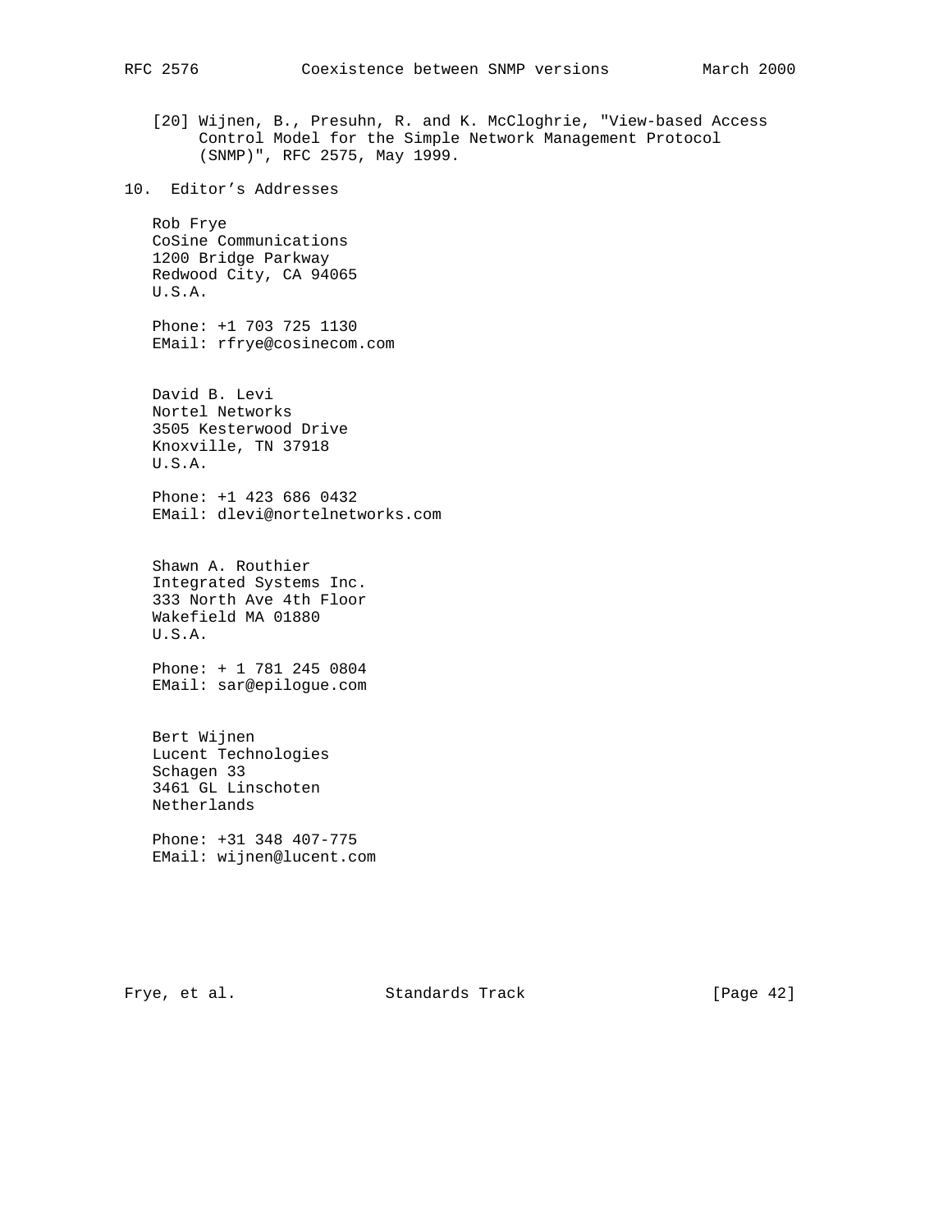[20] Wijnen, B., Presuhn, R. and K. McCloghrie, "View-based Access Control Model for the Simple Network Management Protocol (SNMP)", RFC 2575, May 1999.

## 10. Editor's Addresses

Rob Frye
CoSine Communications
1200 Bridge Parkway
Redwood City, CA 94065
U.S.A.

Phone: +1 703 725 1130
EMail: rfrye@cosinecom.com

David B. Levi
Nortel Networks
3505 Kesterwood Drive
Knoxville, TN 37918
U.S.A.

Phone: +1 423 686 0432
EMail: dlevi@nortelnetworks.com

Shawn A. Routhier
Integrated Systems Inc.
333 North Ave 4th Floor
Wakefield MA 01880
U.S.A.

Phone: + 1 781 245 0804
EMail: sar@epilogue.com

Bert Wijnen
Lucent Technologies
Schagen 33
3461 GL Linschoten
Netherlands

Phone: +31 348 407-775
EMail: wijnen@lucent.com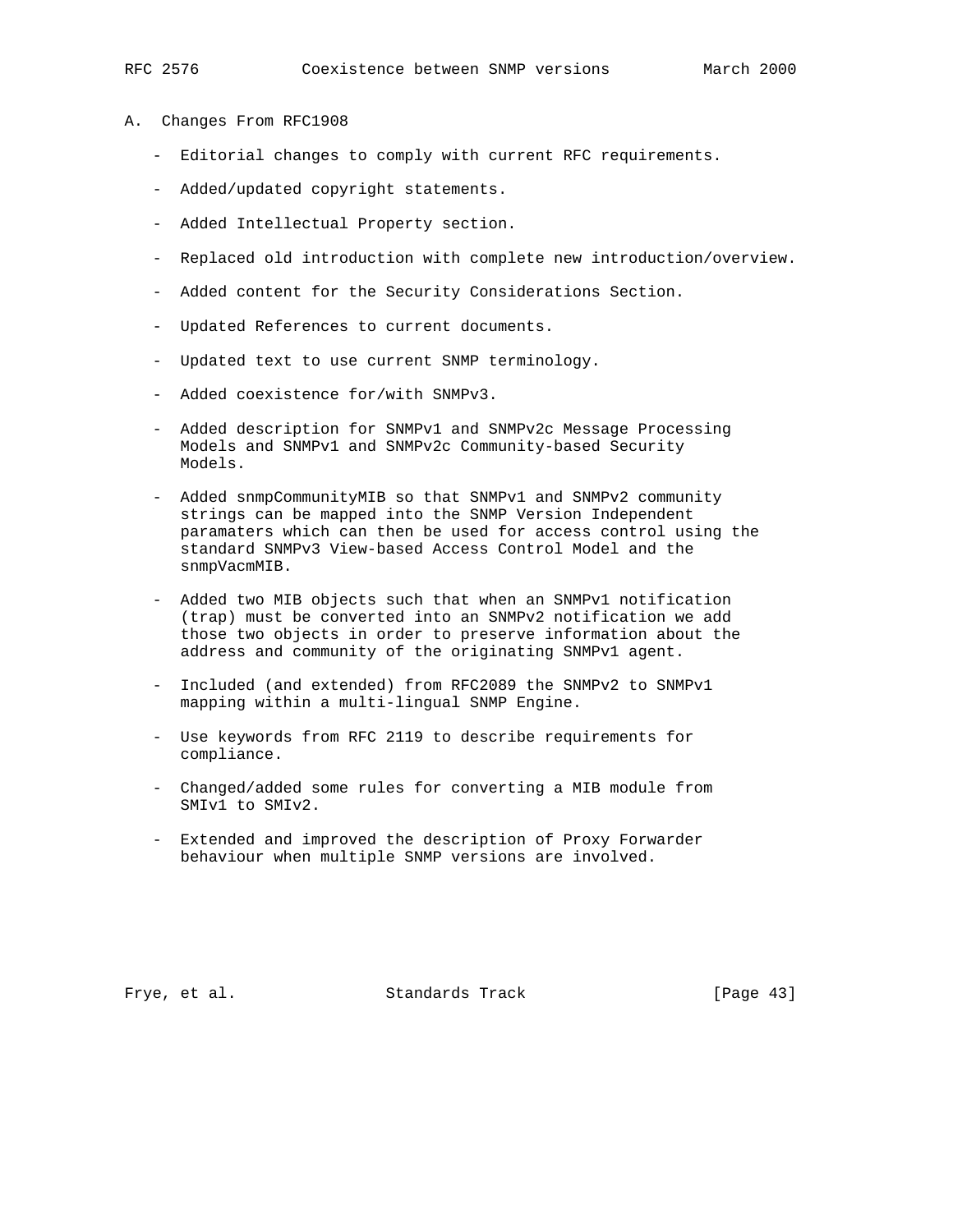## A. Changes From RFC1908

- Editorial changes to comply with current RFC requirements.
- Added/updated copyright statements.
- Added Intellectual Property section.
- Replaced old introduction with complete new introduction/overview.
- Added content for the Security Considerations Section.
- Updated References to current documents.
- Updated text to use current SNMP terminology.
- Added coexistence for/with SNMPv3.
- Added description for SNMPv1 and SNMPv2c Message Processing Models and SNMPv1 and SNMPv2c Community-based Security Models.
- Added snmpCommunityMIB so that SNMPv1 and SNMPv2 community strings can be mapped into the SNMP Version Independent paramaters which can then be used for access control using the standard SNMPv3 View-based Access Control Model and the snmpVacmMIB.
- Added two MIB objects such that when an SNMPv1 notification (trap) must be converted into an SNMPv2 notification we add those two objects in order to preserve information about the address and community of the originating SNMPv1 agent.
- Included (and extended) from RFC2089 the SNMPv2 to SNMPv1 mapping within a multi-lingual SNMP Engine.
- Use keywords from RFC 2119 to describe requirements for compliance.
- Changed/added some rules for converting a MIB module from SMIv1 to SMIv2.
- Extended and improved the description of Proxy Forwarder behaviour when multiple SNMP versions are involved.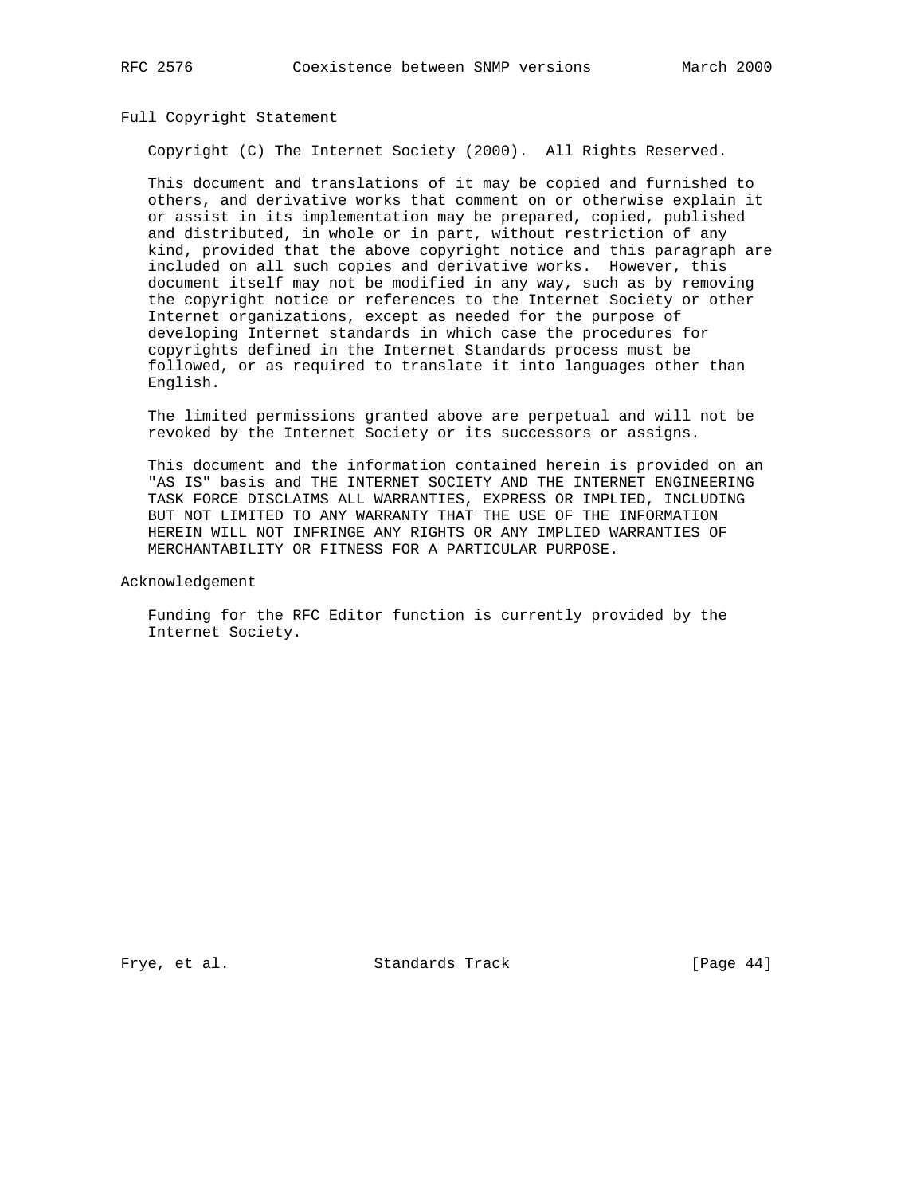## Full Copyright Statement

Copyright (C) The Internet Society (2000). All Rights Reserved.

This document and translations of it may be copied and furnished to others, and derivative works that comment on or otherwise explain it or assist in its implementation may be prepared, copied, published and distributed, in whole or in part, without restriction of any kind, provided that the above copyright notice and this paragraph are included on all such copies and derivative works. However, this document itself may not be modified in any way, such as by removing the copyright notice or references to the Internet Society or other Internet organizations, except as needed for the purpose of developing Internet standards in which case the procedures for copyrights defined in the Internet Standards process must be followed, or as required to translate it into languages other than English.

The limited permissions granted above are perpetual and will not be revoked by the Internet Society or its successors or assigns.

This document and the information contained herein is provided on an "AS IS" basis and THE INTERNET SOCIETY AND THE INTERNET ENGINEERING TASK FORCE DISCLAIMS ALL WARRANTIES, EXPRESS OR IMPLIED, INCLUDING BUT NOT LIMITED TO ANY WARRANTY THAT THE USE OF THE INFORMATION HEREIN WILL NOT INFRINGE ANY RIGHTS OR ANY IMPLIED WARRANTIES OF MERCHANTABILITY OR FITNESS FOR A PARTICULAR PURPOSE.

## Acknowledgement

Funding for the RFC Editor function is currently provided by the Internet Society.